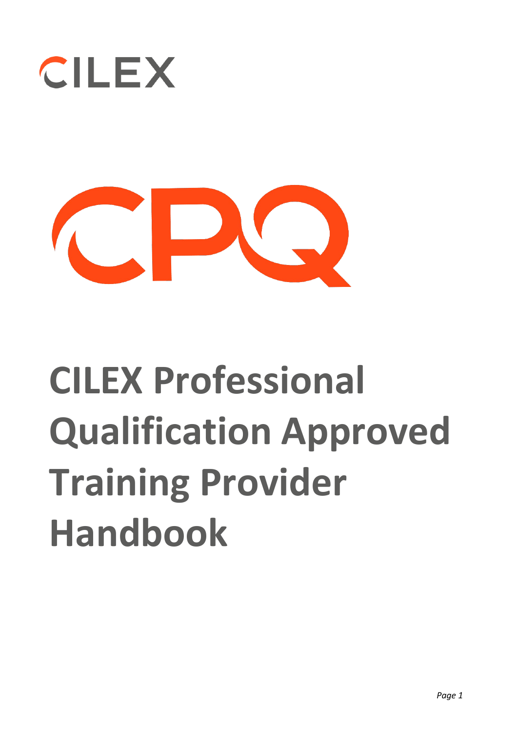CILEX

CPQ

# CILEX Professional Qualification Approved Training Provider Handbook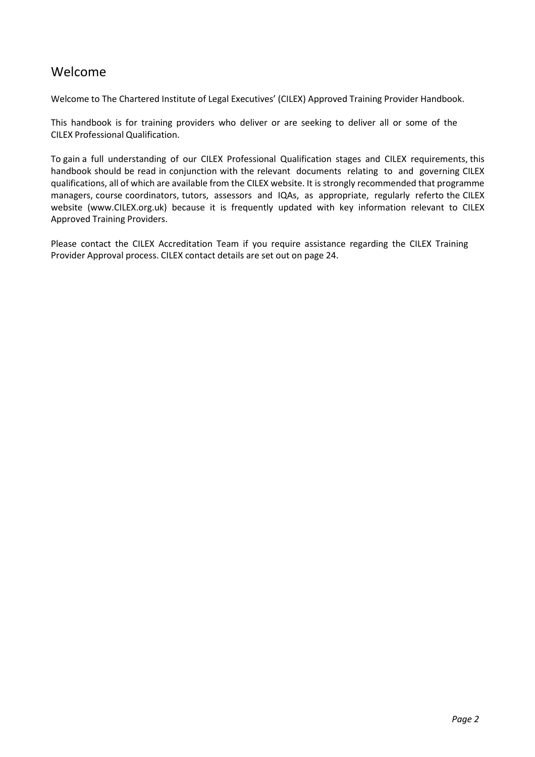# Welcome

Welcome to The Chartered Institute of Legal Executives' (CILEX) Approved Training Provider Handbook.

This handbook is for training providers who deliver or are seeking to deliver all or some of the CILEX Professional Qualification.

To gain a full understanding of our CILEX Professional Qualification stages and CILEX requirements, this handbook should be read in conjunction with the relevant documents relating to and governing CILEX qualifications, all of which are available from the CILEX website. It is strongly recommended that programme managers, course coordinators, tutors, assessors and IQAs, as appropriate, regularly referto the CILEX website (www.CILEX.org.uk) because it is frequently updated with key information relevant to CILEX Approved Training Providers.

Please contact the CILEX Accreditation Team if you require assistance regarding the CILEX Training Provider Approval process. CILEX contact details are set out on page 24.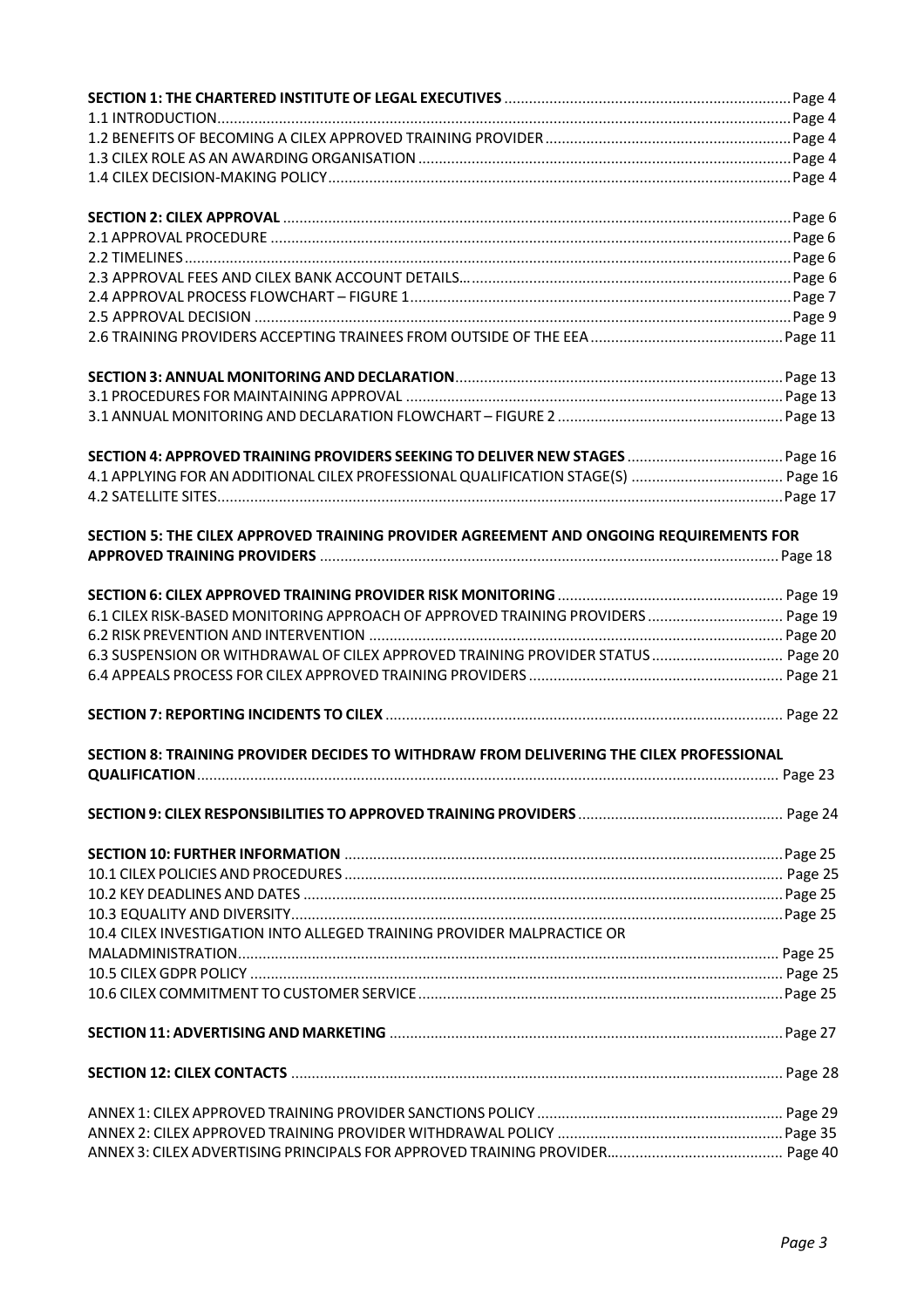| | |
|---|---|
| **SECTION 1: THE CHARTERED INSTITUTE OF LEGAL EXECUTIVES** | Page 4 |
| 1.1 INTRODUCTION | Page 4 |
| 1.2 BENEFITS OF BECOMING A CILEX APPROVED TRAINING PROVIDER | Page 4 |
| 1.3 CILEX ROLE AS AN AWARDING ORGANISATION | Page 4 |
| 1.4 CILEX DECISION-MAKING POLICY | Page 4 |
| **SECTION 2: CILEX APPROVAL** | Page 6 |
| 2.1 APPROVAL PROCEDURE | Page 6 |
| 2.2 TIMELINES | Page 6 |
| 2.3 APPROVAL FEES AND CILEX BANK ACCOUNT DETAILS | Page 6 |
| 2.4 APPROVAL PROCESS FLOWCHART – FIGURE 1 | Page 7 |
| 2.5 APPROVAL DECISION | Page 9 |
| 2.6 TRAINING PROVIDERS ACCEPTING TRAINEES FROM OUTSIDE OF THE EEA | Page 11 |
| **SECTION 3: ANNUAL MONITORING AND DECLARATION** | Page 13 |
| 3.1 PROCEDURES FOR MAINTAINING APPROVAL | Page 13 |
| 3.1 ANNUAL MONITORING AND DECLARATION FLOWCHART – FIGURE 2 | Page 13 |
| **SECTION 4: APPROVED TRAINING PROVIDERS SEEKING TO DELIVER NEW STAGES** | Page 16 |
| 4.1 APPLYING FOR AN ADDITIONAL CILEX PROFESSIONAL QUALIFICATION STAGE(S) | Page 16 |
| 4.2 SATELLITE SITES | Page 17 |
| **SECTION 5: THE CILEX APPROVED TRAINING PROVIDER AGREEMENT AND ONGOING REQUIREMENTS FOR APPROVED TRAINING PROVIDERS** | Page 18 |
| **SECTION 6: CILEX APPROVED TRAINING PROVIDER RISK MONITORING** | Page 19 |
| 6.1 CILEX RISK-BASED MONITORING APPROACH OF APPROVED TRAINING PROVIDERS | Page 19 |
| 6.2 RISK PREVENTION AND INTERVENTION | Page 20 |
| 6.3 SUSPENSION OR WITHDRAWAL OF CILEX APPROVED TRAINING PROVIDER STATUS | Page 20 |
| 6.4 APPEALS PROCESS FOR CILEX APPROVED TRAINING PROVIDERS | Page 21 |
| **SECTION 7: REPORTING INCIDENTS TO CILEX** | Page 22 |
| **SECTION 8: TRAINING PROVIDER DECIDES TO WITHDRAW FROM DELIVERING THE CILEX PROFESSIONAL QUALIFICATION** | Page 23 |
| **SECTION 9: CILEX RESPONSIBILITIES TO APPROVED TRAINING PROVIDERS** | Page 24 |
| **SECTION 10: FURTHER INFORMATION** | Page 25 |
| 10.1 CILEX POLICIES AND PROCEDURES | Page 25 |
| 10.2 KEY DEADLINES AND DATES | Page 25 |
| 10.3 EQUALITY AND DIVERSITY | Page 25 |
| 10.4 CILEX INVESTIGATION INTO ALLEGED TRAINING PROVIDER MALPRACTICE OR MALADMINISTRATION | Page 25 |
| 10.5 CILEX GDPR POLICY | Page 25 |
| 10.6 CILEX COMMITMENT TO CUSTOMER SERVICE | Page 25 |
| **SECTION 11: ADVERTISING AND MARKETING** | Page 27 |
| **SECTION 12: CILEX CONTACTS** | Page 28 |
| ANNEX 1: CILEX APPROVED TRAINING PROVIDER SANCTIONS POLICY | Page 29 |
| ANNEX 2: CILEX APPROVED TRAINING PROVIDER WITHDRAWAL POLICY | Page 35 |
| ANNEX 3: CILEX ADVERTISING PRINCIPALS FOR APPROVED TRAINING PROVIDER | Page 40 |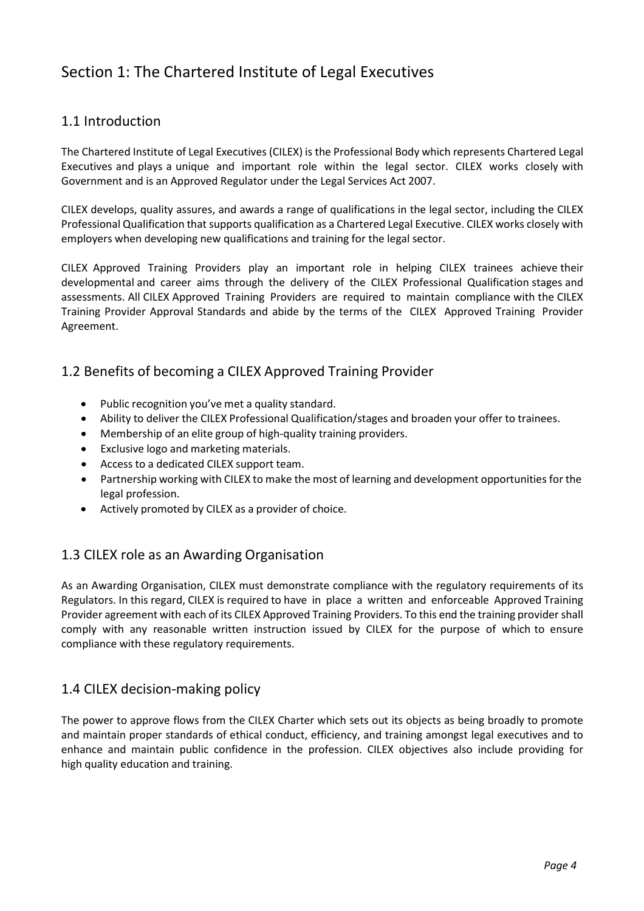# Section 1: The Chartered Institute of Legal Executives

## 1.1 Introduction

The Chartered Institute of Legal Executives (CILEX) is the Professional Body which represents Chartered Legal Executives and plays a unique and important role within the legal sector. CILEX works closely with Government and is an Approved Regulator under the Legal Services Act 2007.

CILEX develops, quality assures, and awards a range of qualifications in the legal sector, including the CILEX Professional Qualification that supports qualification as a Chartered Legal Executive. CILEX works closely with employers when developing new qualifications and training for the legal sector.

CILEX Approved Training Providers play an important role in helping CILEX trainees achieve their developmental and career aims through the delivery of the CILEX Professional Qualification stages and assessments. All CILEX Approved Training Providers are required to maintain compliance with the CILEX Training Provider Approval Standards and abide by the terms of the CILEX Approved Training Provider Agreement.

## 1.2 Benefits of becoming a CILEX Approved Training Provider

- Public recognition you've met a quality standard.
- Ability to deliver the CILEX Professional Qualification/stages and broaden your offer to trainees.
- Membership of an elite group of high-quality training providers.
- Exclusive logo and marketing materials.
- Access to a dedicated CILEX support team.
- Partnership working with CILEX to make the most of learning and development opportunities for the legal profession.
- Actively promoted by CILEX as a provider of choice.

## 1.3 CILEX role as an Awarding Organisation

As an Awarding Organisation, CILEX must demonstrate compliance with the regulatory requirements of its Regulators. In this regard, CILEX is required to have in place a written and enforceable Approved Training Provider agreement with each of its CILEX Approved Training Providers. To this end the training provider shall comply with any reasonable written instruction issued by CILEX for the purpose of which to ensure compliance with these regulatory requirements.

## 1.4 CILEX decision-making policy

The power to approve flows from the CILEX Charter which sets out its objects as being broadly to promote and maintain proper standards of ethical conduct, efficiency, and training amongst legal executives and to enhance and maintain public confidence in the profession. CILEX objectives also include providing for high quality education and training.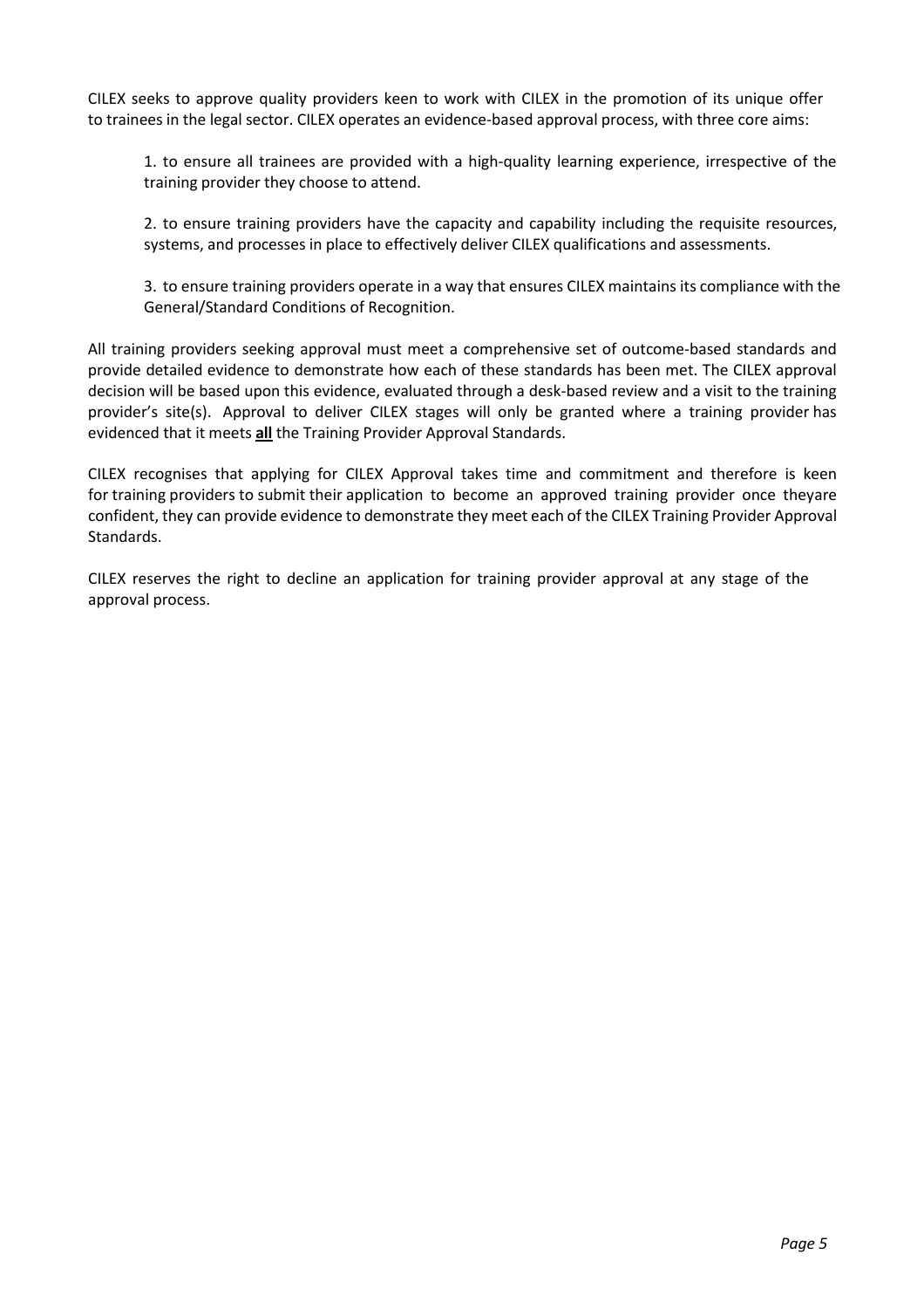CILEX seeks to approve quality providers keen to work with CILEX in the promotion of its unique offer to trainees in the legal sector. CILEX operates an evidence-based approval process, with three core aims:

1. to ensure all trainees are provided with a high-quality learning experience, irrespective of the training provider they choose to attend.

2. to ensure training providers have the capacity and capability including the requisite resources, systems, and processes in place to effectively deliver CILEX qualifications and assessments.

3. to ensure training providers operate in a way that ensures CILEX maintains its compliance with the General/Standard Conditions of Recognition.

All training providers seeking approval must meet a comprehensive set of outcome-based standards and provide detailed evidence to demonstrate how each of these standards has been met. The CILEX approval decision will be based upon this evidence, evaluated through a desk-based review and a visit to the training provider's site(s). Approval to deliver CILEX stages will only be granted where a training provider has evidenced that it meets **all** the Training Provider Approval Standards.

CILEX recognises that applying for CILEX Approval takes time and commitment and therefore is keen for training providers to submit their application to become an approved training provider once theyare confident, they can provide evidence to demonstrate they meet each of the CILEX Training Provider Approval Standards.

CILEX reserves the right to decline an application for training provider approval at any stage of the approval process.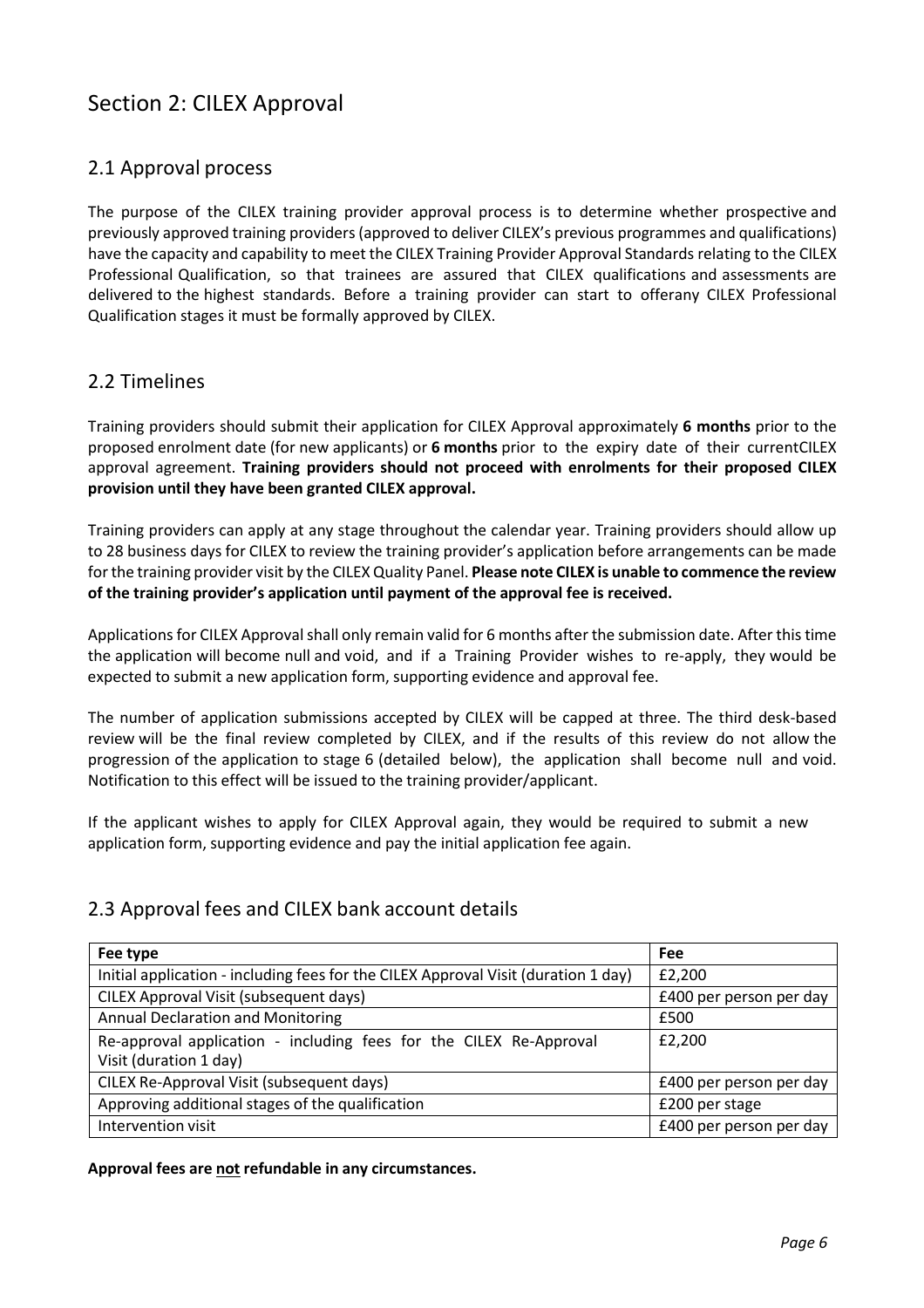# Section 2: CILEX Approval

## 2.1 Approval process

The purpose of the CILEX training provider approval process is to determine whether prospective and previously approved training providers (approved to deliver CILEX's previous programmes and qualifications) have the capacity and capability to meet the CILEX Training Provider Approval Standards relating to the CILEX Professional Qualification, so that trainees are assured that CILEX qualifications and assessments are delivered to the highest standards. Before a training provider can start to offerany CILEX Professional Qualification stages it must be formally approved by CILEX.

## 2.2 Timelines

Training providers should submit their application for CILEX Approval approximately **6 months** prior to the proposed enrolment date (for new applicants) or **6 months** prior to the expiry date of their currentCILEX approval agreement. **Training providers should not proceed with enrolments for their proposed CILEX provision until they have been granted CILEX approval.**

Training providers can apply at any stage throughout the calendar year. Training providers should allow up to 28 business days for CILEX to review the training provider's application before arrangements can be made for the training provider visit by the CILEX Quality Panel. **Please note CILEX is unable to commence the review of the training provider's application until payment of the approval fee is received.**

Applications for CILEX Approval shall only remain valid for 6 months after the submission date. After this time the application will become null and void, and if a Training Provider wishes to re-apply, they would be expected to submit a new application form, supporting evidence and approval fee.

The number of application submissions accepted by CILEX will be capped at three. The third desk-based review will be the final review completed by CILEX, and if the results of this review do not allow the progression of the application to stage 6 (detailed below), the application shall become null and void. Notification to this effect will be issued to the training provider/applicant.

If the applicant wishes to apply for CILEX Approval again, they would be required to submit a new application form, supporting evidence and pay the initial application fee again.

## 2.3 Approval fees and CILEX bank account details

| Fee type | Fee |
|---|---|
| Initial application - including fees for the CILEX Approval Visit (duration 1 day) | £2,200 |
| CILEX Approval Visit (subsequent days) | £400 per person per day |
| Annual Declaration and Monitoring | £500 |
| Re-approval application - including fees for the CILEX Re-Approval Visit (duration 1 day) | £2,200 |
| CILEX Re-Approval Visit (subsequent days) | £400 per person per day |
| Approving additional stages of the qualification | £200 per stage |
| Intervention visit | £400 per person per day |

**Approval fees are not refundable in any circumstances.**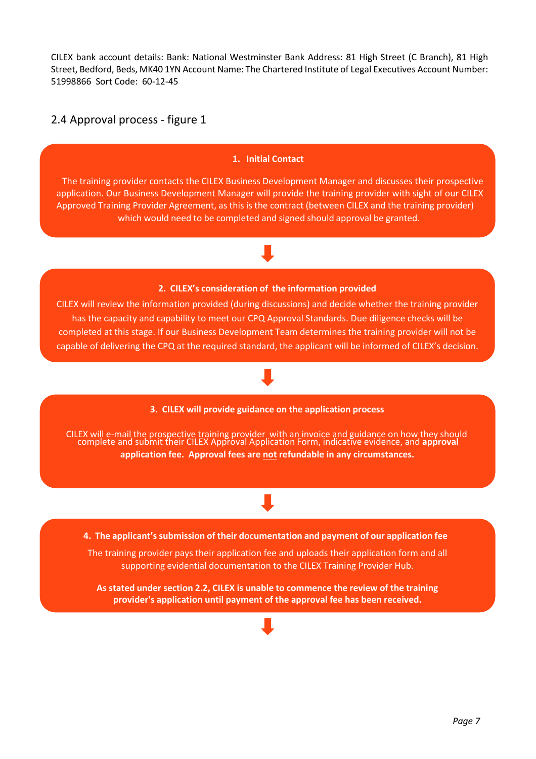CILEX bank account details: Bank: National Westminster Bank Address: 81 High Street (C Branch), 81 High Street, Bedford, Beds, MK40 1YN Account Name: The Chartered Institute of Legal Executives Account Number: 51998866 Sort Code: 60-12-45

## 2.4 Approval process - figure 1

**1. Initial Contact**

The training provider contacts the CILEX Business Development Manager and discusses their prospective application. Our Business Development Manager will provide the training provider with sight of our CILEX Approved Training Provider Agreement, as this is the contract (between CILEX and the training provider) which would need to be completed and signed should approval be granted.

↓

**2. CILEX's consideration of the information provided**

CILEX will review the information provided (during discussions) and decide whether the training provider has the capacity and capability to meet our CPQ Approval Standards. Due diligence checks will be completed at this stage. If our Business Development Team determines the training provider will not be capable of delivering the CPQ at the required standard, the applicant will be informed of CILEX's decision.

↓

**3. CILEX will provide guidance on the application process**

CILEX will e-mail the prospective training provider with an invoice and guidance on how they should complete and submit their CILEX Approval Application Form, indicative evidence, and **approval application fee. Approval fees are <u>not</u> refundable in any circumstances.**

↓

**4. The applicant's submission of their documentation and payment of our application fee**

The training provider pays their application fee and uploads their application form and all supporting evidential documentation to the CILEX Training Provider Hub.

**As stated under section 2.2, CILEX is unable to commence the review of the training provider's application until payment of the approval fee has been received.**

↓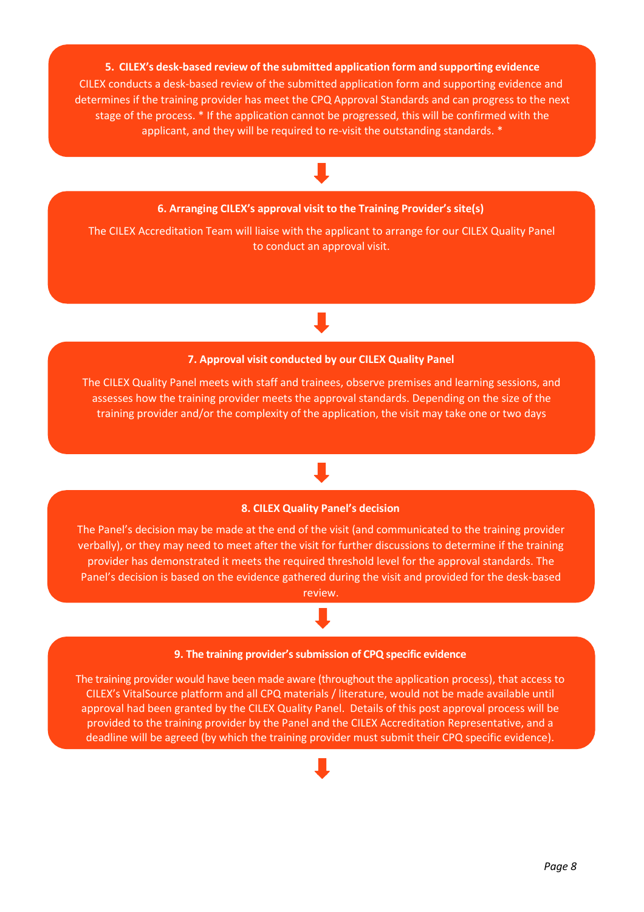**5. CILEX's desk-based review of the submitted application form and supporting evidence**

CILEX conducts a desk-based review of the submitted application form and supporting evidence and determines if the training provider has meet the CPQ Approval Standards and can progress to the next stage of the process. * If the application cannot be progressed, this will be confirmed with the applicant, and they will be required to re-visit the outstanding standards. *

↓

**6. Arranging CILEX's approval visit to the Training Provider's site(s)**

The CILEX Accreditation Team will liaise with the applicant to arrange for our CILEX Quality Panel to conduct an approval visit.

↓

**7. Approval visit conducted by our CILEX Quality Panel**

The CILEX Quality Panel meets with staff and trainees, observe premises and learning sessions, and assesses how the training provider meets the approval standards. Depending on the size of the training provider and/or the complexity of the application, the visit may take one or two days

↓

**8. CILEX Quality Panel's decision**

The Panel's decision may be made at the end of the visit (and communicated to the training provider verbally), or they may need to meet after the visit for further discussions to determine if the training provider has demonstrated it meets the required threshold level for the approval standards. The Panel's decision is based on the evidence gathered during the visit and provided for the desk-based review.

↓

**9. The training provider's submission of CPQ specific evidence**

The training provider would have been made aware (throughout the application process), that access to CILEX's VitalSource platform and all CPQ materials / literature, would not be made available until approval had been granted by the CILEX Quality Panel. Details of this post approval process will be provided to the training provider by the Panel and the CILEX Accreditation Representative, and a deadline will be agreed (by which the training provider must submit their CPQ specific evidence).

↓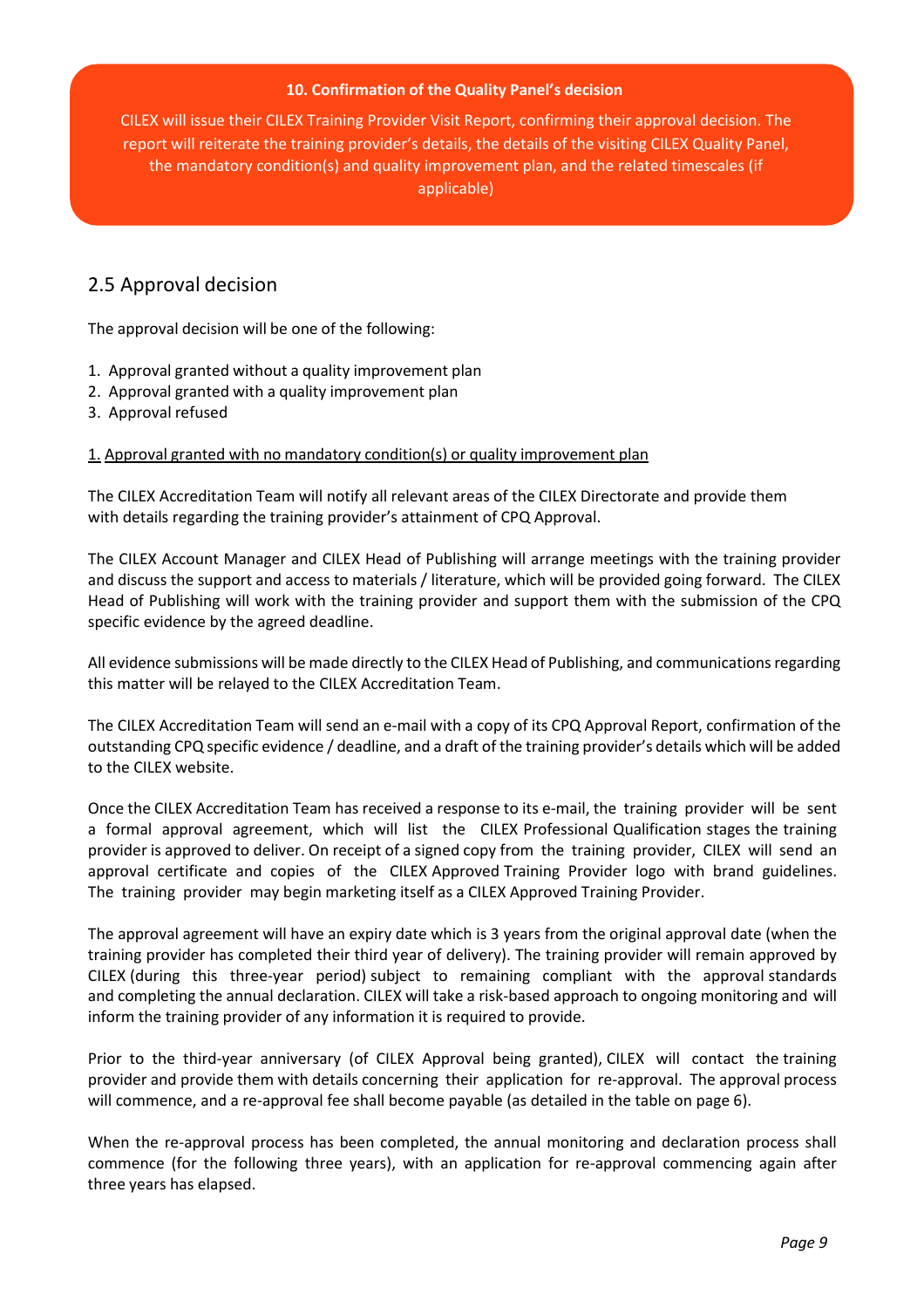**10. Confirmation of the Quality Panel's decision**

CILEX will issue their CILEX Training Provider Visit Report, confirming their approval decision. The report will reiterate the training provider's details, the details of the visiting CILEX Quality Panel, the mandatory condition(s) and quality improvement plan, and the related timescales (if applicable)

## 2.5 Approval decision

The approval decision will be one of the following:

1. Approval granted without a quality improvement plan
2. Approval granted with a quality improvement plan
3. Approval refused

1. Approval granted with no mandatory condition(s) or quality improvement plan

The CILEX Accreditation Team will notify all relevant areas of the CILEX Directorate and provide them with details regarding the training provider's attainment of CPQ Approval.

The CILEX Account Manager and CILEX Head of Publishing will arrange meetings with the training provider and discuss the support and access to materials / literature, which will be provided going forward. The CILEX Head of Publishing will work with the training provider and support them with the submission of the CPQ specific evidence by the agreed deadline.

All evidence submissions will be made directly to the CILEX Head of Publishing, and communications regarding this matter will be relayed to the CILEX Accreditation Team.

The CILEX Accreditation Team will send an e-mail with a copy of its CPQ Approval Report, confirmation of the outstanding CPQ specific evidence / deadline, and a draft of the training provider's details which will be added to the CILEX website.

Once the CILEX Accreditation Team has received a response to its e-mail, the training provider will be sent a formal approval agreement, which will list the CILEX Professional Qualification stages the training provider is approved to deliver. On receipt of a signed copy from the training provider, CILEX will send an approval certificate and copies of the CILEX Approved Training Provider logo with brand guidelines. The training provider may begin marketing itself as a CILEX Approved Training Provider.

The approval agreement will have an expiry date which is 3 years from the original approval date (when the training provider has completed their third year of delivery). The training provider will remain approved by CILEX (during this three-year period) subject to remaining compliant with the approval standards and completing the annual declaration. CILEX will take a risk-based approach to ongoing monitoring and will inform the training provider of any information it is required to provide.

Prior to the third-year anniversary (of CILEX Approval being granted), CILEX will contact the training provider and provide them with details concerning their application for re-approval. The approval process will commence, and a re-approval fee shall become payable (as detailed in the table on page 6).

When the re-approval process has been completed, the annual monitoring and declaration process shall commence (for the following three years), with an application for re-approval commencing again after three years has elapsed.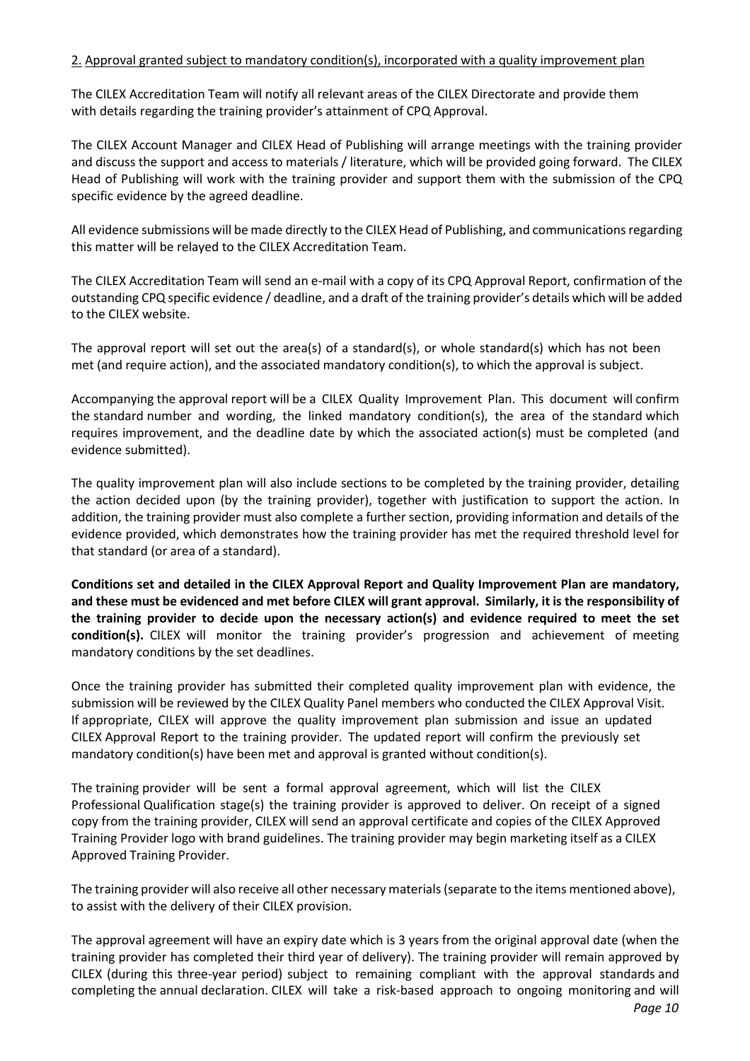2. Approval granted subject to mandatory condition(s), incorporated with a quality improvement plan

The CILEX Accreditation Team will notify all relevant areas of the CILEX Directorate and provide them with details regarding the training provider's attainment of CPQ Approval.

The CILEX Account Manager and CILEX Head of Publishing will arrange meetings with the training provider and discuss the support and access to materials / literature, which will be provided going forward. The CILEX Head of Publishing will work with the training provider and support them with the submission of the CPQ specific evidence by the agreed deadline.

All evidence submissions will be made directly to the CILEX Head of Publishing, and communications regarding this matter will be relayed to the CILEX Accreditation Team.

The CILEX Accreditation Team will send an e-mail with a copy of its CPQ Approval Report, confirmation of the outstanding CPQ specific evidence / deadline, and a draft of the training provider's details which will be added to the CILEX website.

The approval report will set out the area(s) of a standard(s), or whole standard(s) which has not been met (and require action), and the associated mandatory condition(s), to which the approval is subject.

Accompanying the approval report will be a CILEX Quality Improvement Plan. This document will confirm the standard number and wording, the linked mandatory condition(s), the area of the standard which requires improvement, and the deadline date by which the associated action(s) must be completed (and evidence submitted).

The quality improvement plan will also include sections to be completed by the training provider, detailing the action decided upon (by the training provider), together with justification to support the action. In addition, the training provider must also complete a further section, providing information and details of the evidence provided, which demonstrates how the training provider has met the required threshold level for that standard (or area of a standard).

**Conditions set and detailed in the CILEX Approval Report and Quality Improvement Plan are mandatory, and these must be evidenced and met before CILEX will grant approval. Similarly, it is the responsibility of the training provider to decide upon the necessary action(s) and evidence required to meet the set condition(s).** CILEX will monitor the training provider's progression and achievement of meeting mandatory conditions by the set deadlines.

Once the training provider has submitted their completed quality improvement plan with evidence, the submission will be reviewed by the CILEX Quality Panel members who conducted the CILEX Approval Visit. If appropriate, CILEX will approve the quality improvement plan submission and issue an updated CILEX Approval Report to the training provider. The updated report will confirm the previously set mandatory condition(s) have been met and approval is granted without condition(s).

The training provider will be sent a formal approval agreement, which will list the CILEX Professional Qualification stage(s) the training provider is approved to deliver. On receipt of a signed copy from the training provider, CILEX will send an approval certificate and copies of the CILEX Approved Training Provider logo with brand guidelines. The training provider may begin marketing itself as a CILEX Approved Training Provider.

The training provider will also receive all other necessary materials (separate to the items mentioned above), to assist with the delivery of their CILEX provision.

The approval agreement will have an expiry date which is 3 years from the original approval date (when the training provider has completed their third year of delivery). The training provider will remain approved by CILEX (during this three-year period) subject to remaining compliant with the approval standards and completing the annual declaration. CILEX will take a risk-based approach to ongoing monitoring and will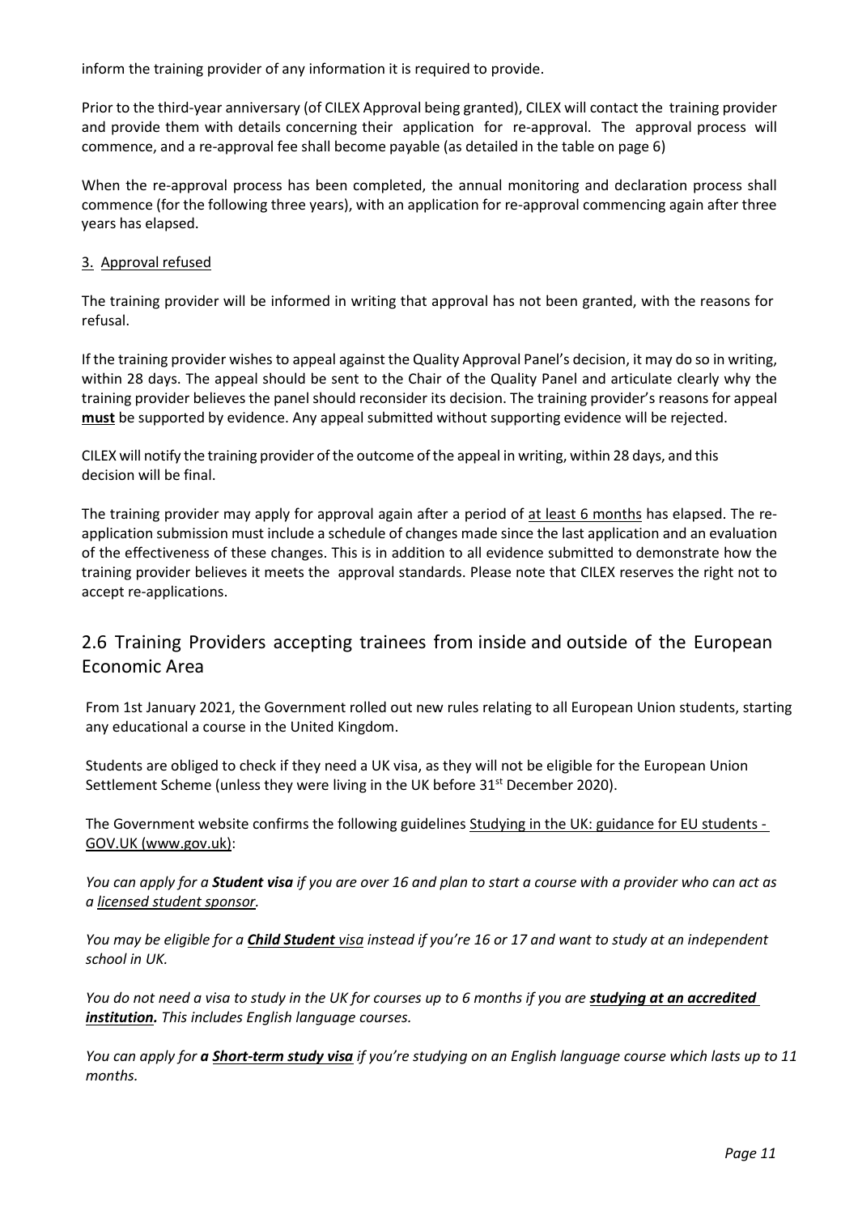inform the training provider of any information it is required to provide.

Prior to the third-year anniversary (of CILEX Approval being granted), CILEX will contact the training provider and provide them with details concerning their application for re-approval. The approval process will commence, and a re-approval fee shall become payable (as detailed in the table on page 6)

When the re-approval process has been completed, the annual monitoring and declaration process shall commence (for the following three years), with an application for re-approval commencing again after three years has elapsed.

3. Approval refused

The training provider will be informed in writing that approval has not been granted, with the reasons for refusal.

If the training provider wishes to appeal against the Quality Approval Panel's decision, it may do so in writing, within 28 days. The appeal should be sent to the Chair of the Quality Panel and articulate clearly why the training provider believes the panel should reconsider its decision. The training provider's reasons for appeal **must** be supported by evidence. Any appeal submitted without supporting evidence will be rejected.

CILEX will notify the training provider of the outcome of the appeal in writing, within 28 days, and this decision will be final.

The training provider may apply for approval again after a period of at least 6 months has elapsed. The re-application submission must include a schedule of changes made since the last application and an evaluation of the effectiveness of these changes. This is in addition to all evidence submitted to demonstrate how the training provider believes it meets the approval standards. Please note that CILEX reserves the right not to accept re-applications.

## 2.6 Training Providers accepting trainees from inside and outside of the European Economic Area

From 1st January 2021, the Government rolled out new rules relating to all European Union students, starting any educational a course in the United Kingdom.

Students are obliged to check if they need a UK visa, as they will not be eligible for the European Union Settlement Scheme (unless they were living in the UK before 31st December 2020).

The Government website confirms the following guidelines Studying in the UK: guidance for EU students - GOV.UK (www.gov.uk):

*You can apply for a **Student visa** if you are over 16 and plan to start a course with a provider who can act as a licensed student sponsor.*

*You may be eligible for a **Child Student** visa instead if you're 16 or 17 and want to study at an independent school in UK.*

*You do not need a visa to study in the UK for courses up to 6 months if you are **studying at an accredited institution.** This includes English language courses.*

*You can apply for **a Short-term study visa** if you're studying on an English language course which lasts up to 11 months.*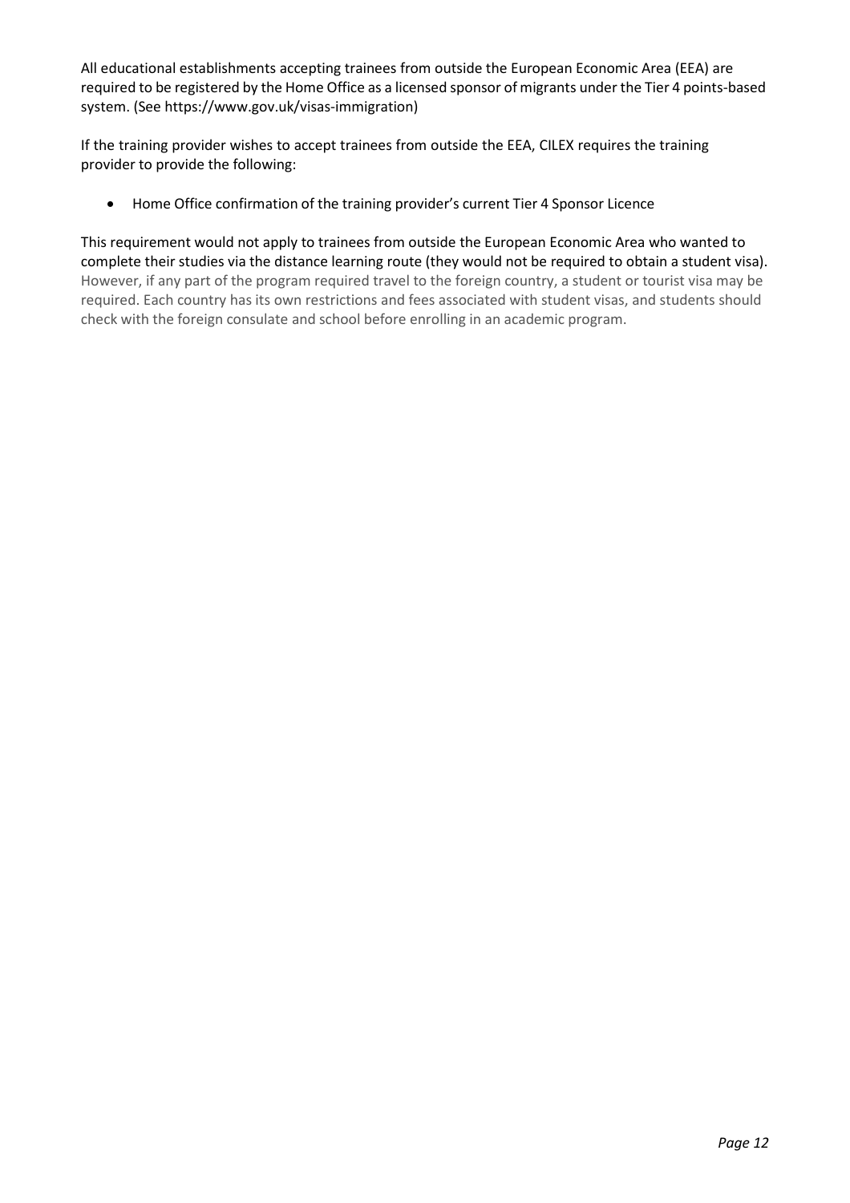All educational establishments accepting trainees from outside the European Economic Area (EEA) are required to be registered by the Home Office as a licensed sponsor of migrants under the Tier 4 points-based system. (See https://www.gov.uk/visas-immigration)

If the training provider wishes to accept trainees from outside the EEA, CILEX requires the training provider to provide the following:

- Home Office confirmation of the training provider's current Tier 4 Sponsor Licence

This requirement would not apply to trainees from outside the European Economic Area who wanted to complete their studies via the distance learning route (they would not be required to obtain a student visa). However, if any part of the program required travel to the foreign country, a student or tourist visa may be required. Each country has its own restrictions and fees associated with student visas, and students should check with the foreign consulate and school before enrolling in an academic program.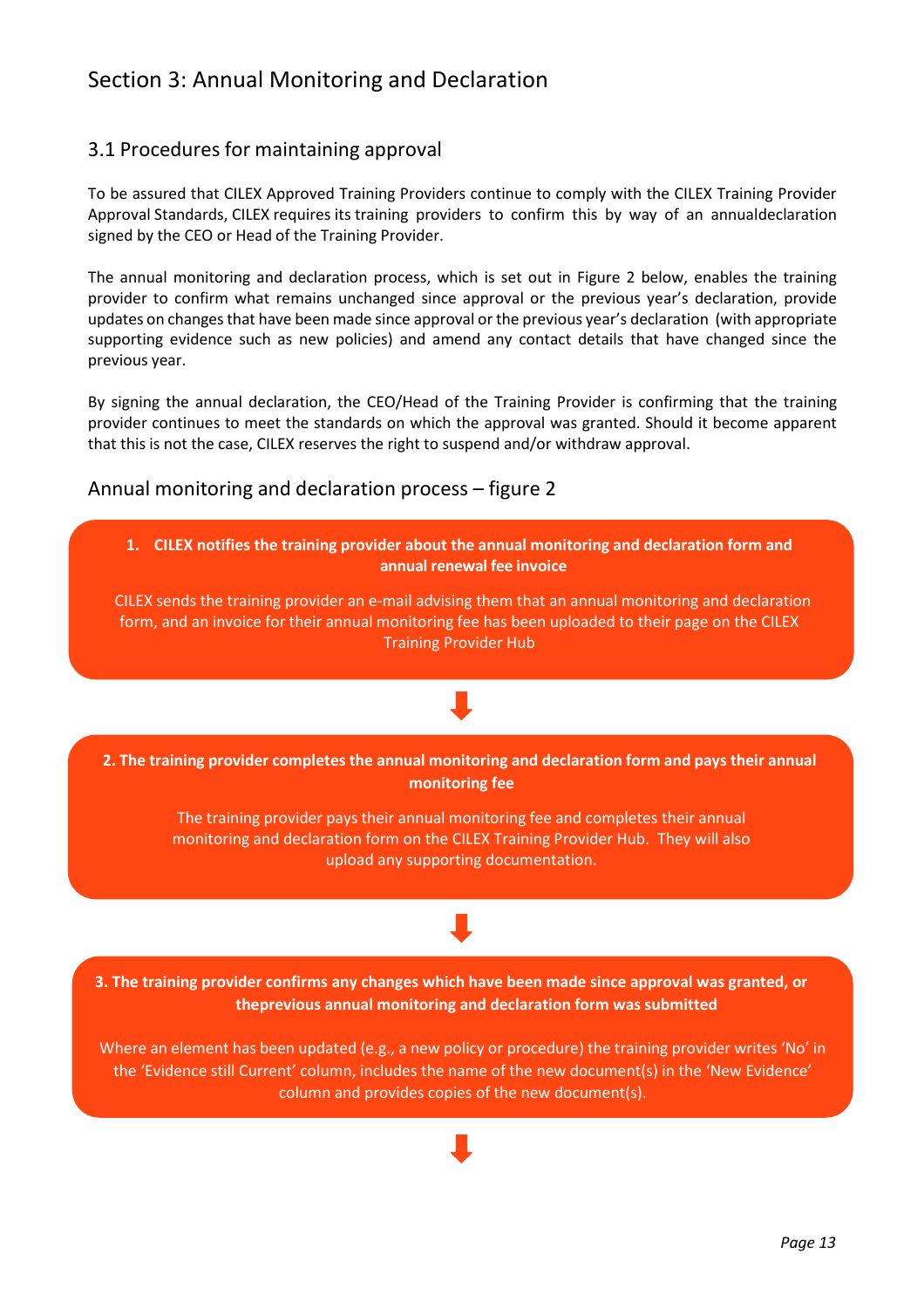# Section 3: Annual Monitoring and Declaration

## 3.1 Procedures for maintaining approval

To be assured that CILEX Approved Training Providers continue to comply with the CILEX Training Provider Approval Standards, CILEX requires its training providers to confirm this by way of an annualdeclaration signed by the CEO or Head of the Training Provider.

The annual monitoring and declaration process, which is set out in Figure 2 below, enables the training provider to confirm what remains unchanged since approval or the previous year's declaration, provide updates on changes that have been made since approval or the previous year's declaration (with appropriate supporting evidence such as new policies) and amend any contact details that have changed since the previous year.

By signing the annual declaration, the CEO/Head of the Training Provider is confirming that the training provider continues to meet the standards on which the approval was granted. Should it become apparent that this is not the case, CILEX reserves the right to suspend and/or withdraw approval.

### Annual monitoring and declaration process – figure 2

**1. CILEX notifies the training provider about the annual monitoring and declaration form and annual renewal fee invoice**

CILEX sends the training provider an e-mail advising them that an annual monitoring and declaration form, and an invoice for their annual monitoring fee has been uploaded to their page on the CILEX Training Provider Hub

↓

**2. The training provider completes the annual monitoring and declaration form and pays their annual monitoring fee**

The training provider pays their annual monitoring fee and completes their annual monitoring and declaration form on the CILEX Training Provider Hub. They will also upload any supporting documentation.

↓

**3. The training provider confirms any changes which have been made since approval was granted, or theprevious annual monitoring and declaration form was submitted**

Where an element has been updated (e.g., a new policy or procedure) the training provider writes 'No' in the 'Evidence still Current' column, includes the name of the new document(s) in the 'New Evidence' column and provides copies of the new document(s).

↓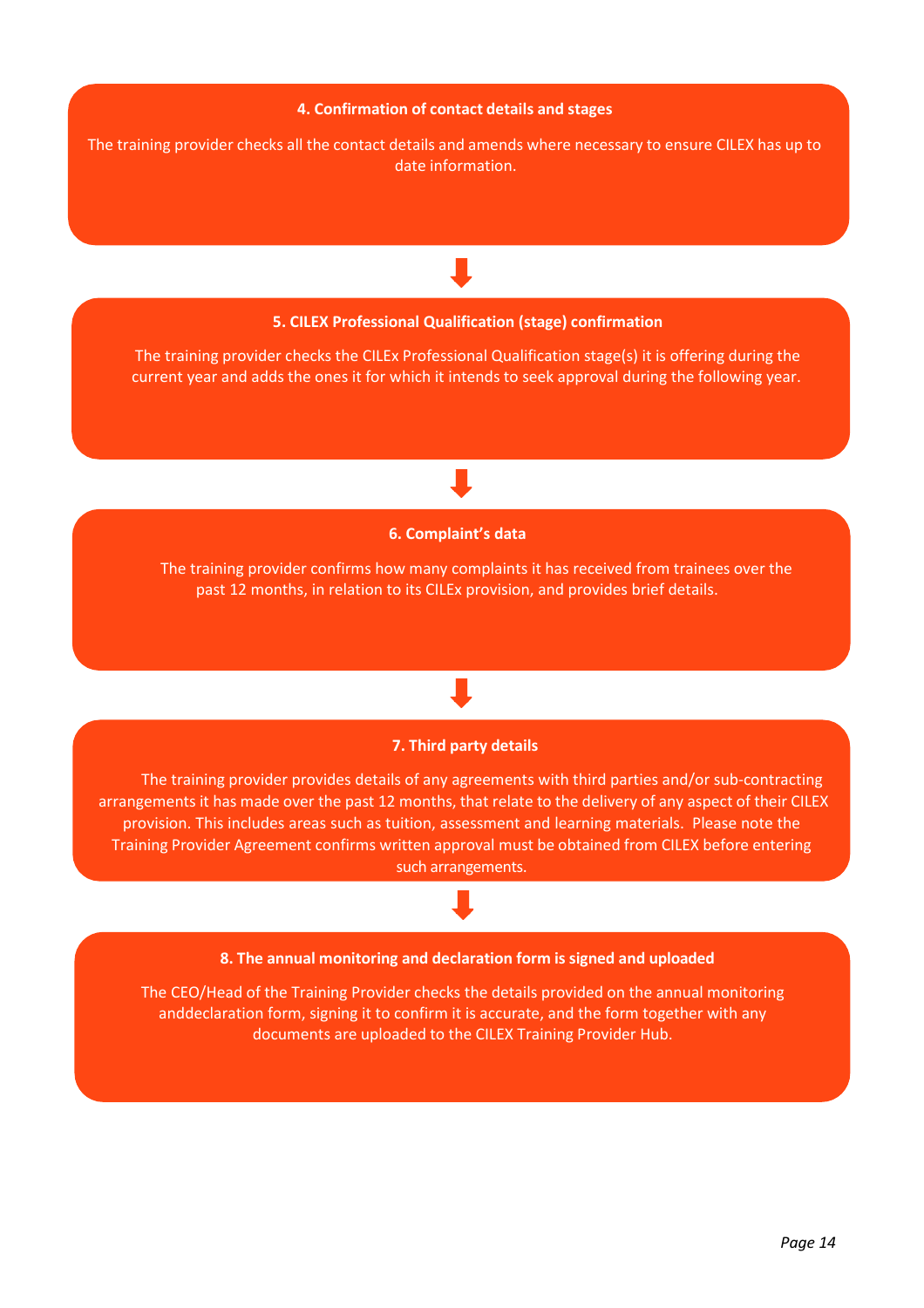**4. Confirmation of contact details and stages**

The training provider checks all the contact details and amends where necessary to ensure CILEX has up to date information.

**5. CILEX Professional Qualification (stage) confirmation**

The training provider checks the CILEx Professional Qualification stage(s) it is offering during the current year and adds the ones it for which it intends to seek approval during the following year.

**6. Complaint's data**

The training provider confirms how many complaints it has received from trainees over the past 12 months, in relation to its CILEx provision, and provides brief details.

**7. Third party details**

The training provider provides details of any agreements with third parties and/or sub-contracting arrangements it has made over the past 12 months, that relate to the delivery of any aspect of their CILEX provision. This includes areas such as tuition, assessment and learning materials. Please note the Training Provider Agreement confirms written approval must be obtained from CILEX before entering such arrangements.

**8. The annual monitoring and declaration form is signed and uploaded**

The CEO/Head of the Training Provider checks the details provided on the annual monitoring anddeclaration form, signing it to confirm it is accurate, and the form together with any documents are uploaded to the CILEX Training Provider Hub.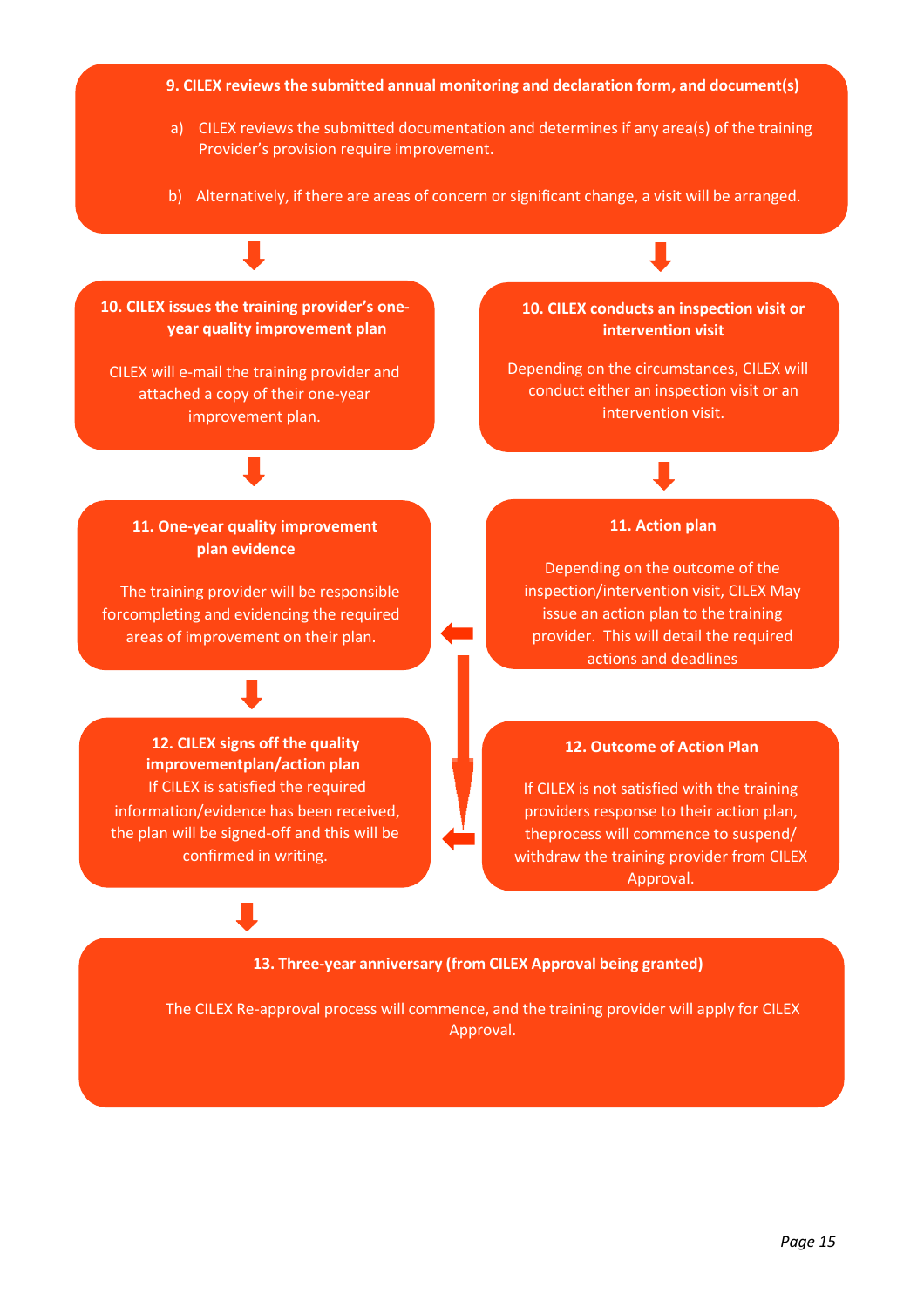**9. CILEX reviews the submitted annual monitoring and declaration form, and document(s)**

a) CILEX reviews the submitted documentation and determines if any area(s) of the training Provider's provision require improvement.

b) Alternatively, if there are areas of concern or significant change, a visit will be arranged.

**10. CILEX issues the training provider's one-year quality improvement plan**

CILEX will e-mail the training provider and attached a copy of their one-year improvement plan.

**10. CILEX conducts an inspection visit or intervention visit**

Depending on the circumstances, CILEX will conduct either an inspection visit or an intervention visit.

**11. One-year quality improvement plan evidence**

The training provider will be responsible forcompleting and evidencing the required areas of improvement on their plan.

**11. Action plan**

Depending on the outcome of the inspection/intervention visit, CILEX May issue an action plan to the training provider. This will detail the required actions and deadlines

**12. CILEX signs off the quality improvementplan/action plan**

If CILEX is satisfied the required information/evidence has been received, the plan will be signed-off and this will be confirmed in writing.

**12. Outcome of Action Plan**

If CILEX is not satisfied with the training providers response to their action plan, theprocess will commence to suspend/ withdraw the training provider from CILEX Approval.

**13. Three-year anniversary (from CILEX Approval being granted)**

The CILEX Re-approval process will commence, and the training provider will apply for CILEX Approval.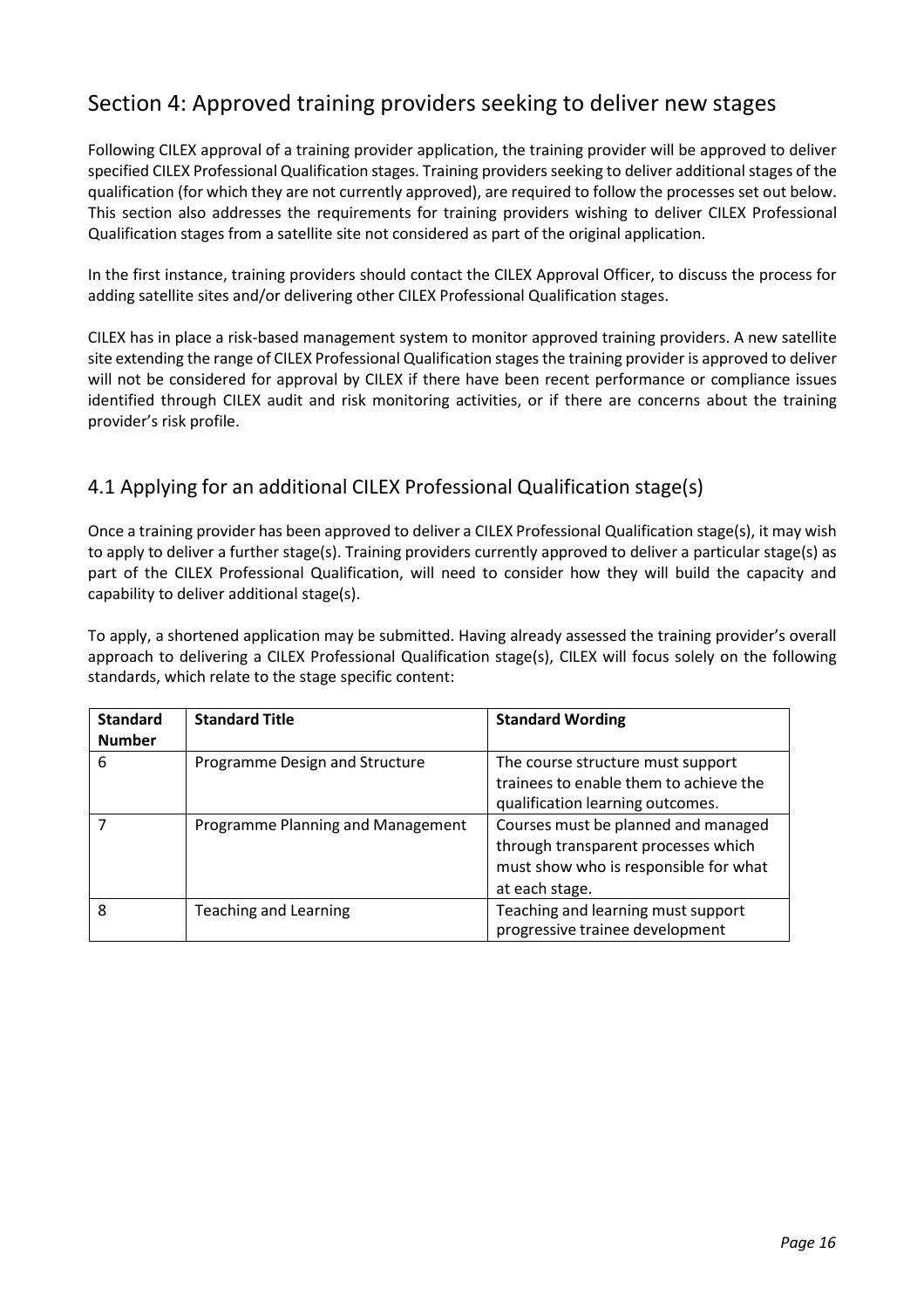# Section 4: Approved training providers seeking to deliver new stages

Following CILEX approval of a training provider application, the training provider will be approved to deliver specified CILEX Professional Qualification stages. Training providers seeking to deliver additional stages of the qualification (for which they are not currently approved), are required to follow the processes set out below. This section also addresses the requirements for training providers wishing to deliver CILEX Professional Qualification stages from a satellite site not considered as part of the original application.

In the first instance, training providers should contact the CILEX Approval Officer, to discuss the process for adding satellite sites and/or delivering other CILEX Professional Qualification stages.

CILEX has in place a risk-based management system to monitor approved training providers. A new satellite site extending the range of CILEX Professional Qualification stages the training provider is approved to deliver will not be considered for approval by CILEX if there have been recent performance or compliance issues identified through CILEX audit and risk monitoring activities, or if there are concerns about the training provider's risk profile.

## 4.1 Applying for an additional CILEX Professional Qualification stage(s)

Once a training provider has been approved to deliver a CILEX Professional Qualification stage(s), it may wish to apply to deliver a further stage(s). Training providers currently approved to deliver a particular stage(s) as part of the CILEX Professional Qualification, will need to consider how they will build the capacity and capability to deliver additional stage(s).

To apply, a shortened application may be submitted. Having already assessed the training provider's overall approach to delivering a CILEX Professional Qualification stage(s), CILEX will focus solely on the following standards, which relate to the stage specific content:

| Standard Number | Standard Title | Standard Wording |
|---|---|---|
| 6 | Programme Design and Structure | The course structure must support trainees to enable them to achieve the qualification learning outcomes. |
| 7 | Programme Planning and Management | Courses must be planned and managed through transparent processes which must show who is responsible for what at each stage. |
| 8 | Teaching and Learning | Teaching and learning must support progressive trainee development |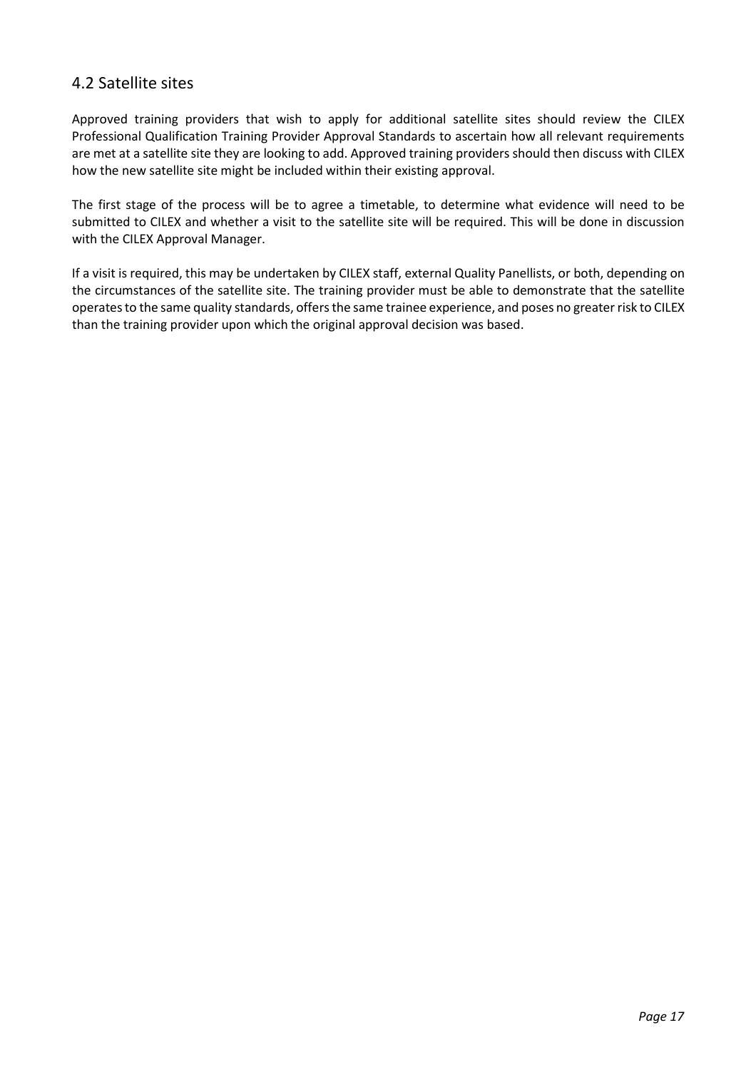## 4.2 Satellite sites

Approved training providers that wish to apply for additional satellite sites should review the CILEX Professional Qualification Training Provider Approval Standards to ascertain how all relevant requirements are met at a satellite site they are looking to add. Approved training providers should then discuss with CILEX how the new satellite site might be included within their existing approval.

The first stage of the process will be to agree a timetable, to determine what evidence will need to be submitted to CILEX and whether a visit to the satellite site will be required. This will be done in discussion with the CILEX Approval Manager.

If a visit is required, this may be undertaken by CILEX staff, external Quality Panellists, or both, depending on the circumstances of the satellite site. The training provider must be able to demonstrate that the satellite operates to the same quality standards, offers the same trainee experience, and poses no greater risk to CILEX than the training provider upon which the original approval decision was based.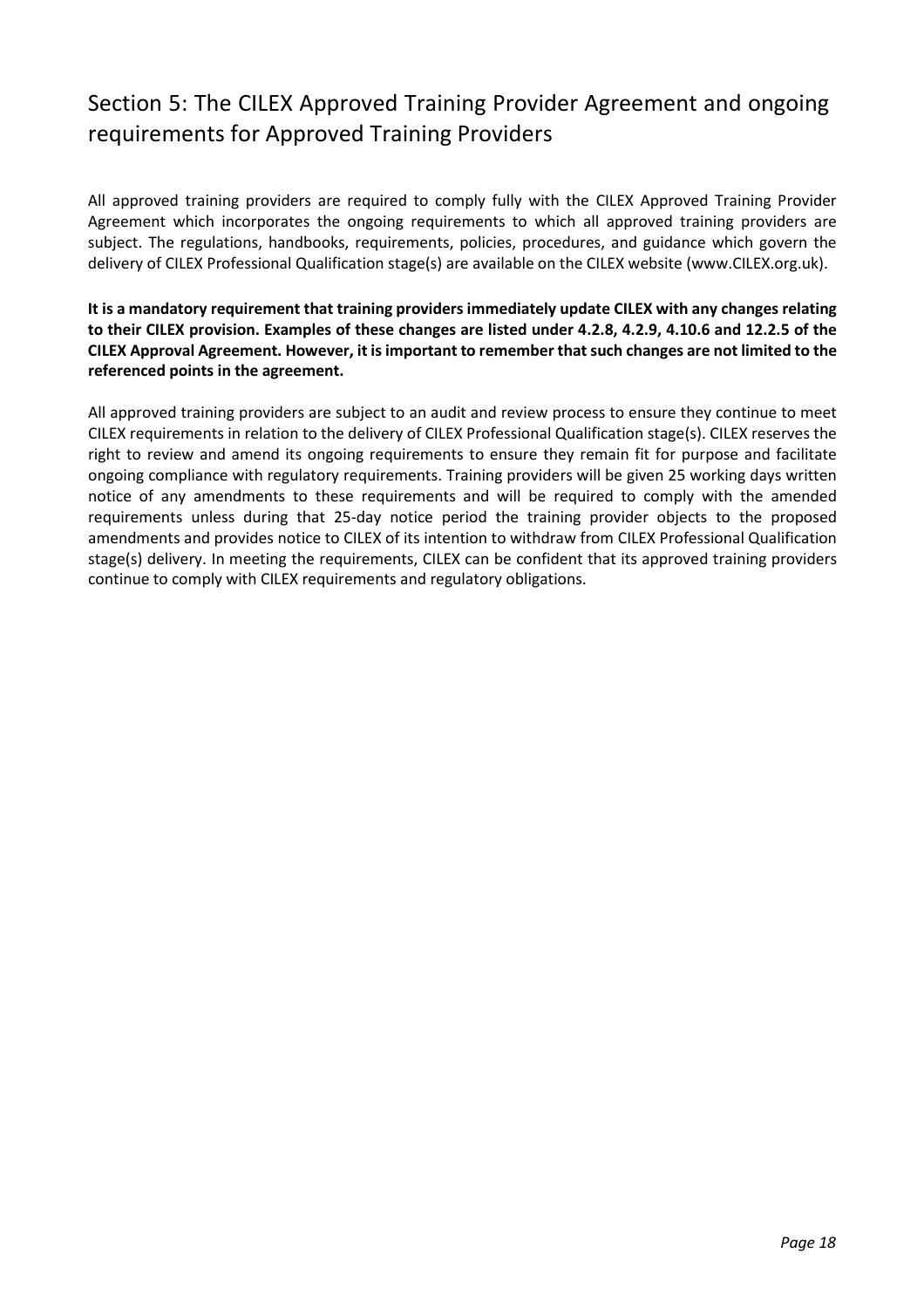# Section 5: The CILEX Approved Training Provider Agreement and ongoing requirements for Approved Training Providers

All approved training providers are required to comply fully with the CILEX Approved Training Provider Agreement which incorporates the ongoing requirements to which all approved training providers are subject. The regulations, handbooks, requirements, policies, procedures, and guidance which govern the delivery of CILEX Professional Qualification stage(s) are available on the CILEX website (www.CILEX.org.uk).

**It is a mandatory requirement that training providers immediately update CILEX with any changes relating to their CILEX provision. Examples of these changes are listed under 4.2.8, 4.2.9, 4.10.6 and 12.2.5 of the CILEX Approval Agreement. However, it is important to remember that such changes are not limited to the referenced points in the agreement.**

All approved training providers are subject to an audit and review process to ensure they continue to meet CILEX requirements in relation to the delivery of CILEX Professional Qualification stage(s). CILEX reserves the right to review and amend its ongoing requirements to ensure they remain fit for purpose and facilitate ongoing compliance with regulatory requirements. Training providers will be given 25 working days written notice of any amendments to these requirements and will be required to comply with the amended requirements unless during that 25-day notice period the training provider objects to the proposed amendments and provides notice to CILEX of its intention to withdraw from CILEX Professional Qualification stage(s) delivery. In meeting the requirements, CILEX can be confident that its approved training providers continue to comply with CILEX requirements and regulatory obligations.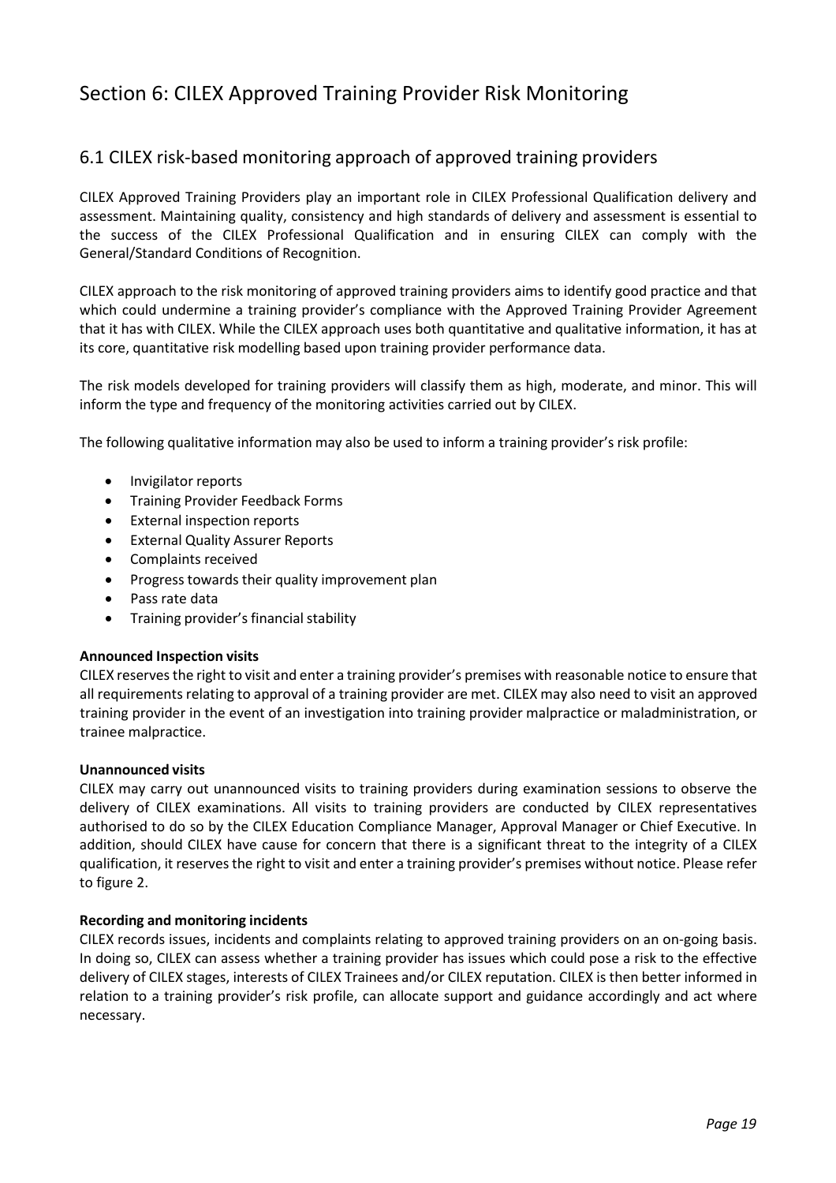# Section 6: CILEX Approved Training Provider Risk Monitoring

## 6.1 CILEX risk-based monitoring approach of approved training providers

CILEX Approved Training Providers play an important role in CILEX Professional Qualification delivery and assessment. Maintaining quality, consistency and high standards of delivery and assessment is essential to the success of the CILEX Professional Qualification and in ensuring CILEX can comply with the General/Standard Conditions of Recognition.

CILEX approach to the risk monitoring of approved training providers aims to identify good practice and that which could undermine a training provider's compliance with the Approved Training Provider Agreement that it has with CILEX. While the CILEX approach uses both quantitative and qualitative information, it has at its core, quantitative risk modelling based upon training provider performance data.

The risk models developed for training providers will classify them as high, moderate, and minor. This will inform the type and frequency of the monitoring activities carried out by CILEX.

The following qualitative information may also be used to inform a training provider's risk profile:

- Invigilator reports
- Training Provider Feedback Forms
- External inspection reports
- External Quality Assurer Reports
- Complaints received
- Progress towards their quality improvement plan
- Pass rate data
- Training provider's financial stability

**Announced Inspection visits**

CILEX reserves the right to visit and enter a training provider's premises with reasonable notice to ensure that all requirements relating to approval of a training provider are met. CILEX may also need to visit an approved training provider in the event of an investigation into training provider malpractice or maladministration, or trainee malpractice.

**Unannounced visits**

CILEX may carry out unannounced visits to training providers during examination sessions to observe the delivery of CILEX examinations. All visits to training providers are conducted by CILEX representatives authorised to do so by the CILEX Education Compliance Manager, Approval Manager or Chief Executive. In addition, should CILEX have cause for concern that there is a significant threat to the integrity of a CILEX qualification, it reserves the right to visit and enter a training provider's premises without notice. Please refer to figure 2.

**Recording and monitoring incidents**

CILEX records issues, incidents and complaints relating to approved training providers on an on-going basis. In doing so, CILEX can assess whether a training provider has issues which could pose a risk to the effective delivery of CILEX stages, interests of CILEX Trainees and/or CILEX reputation. CILEX is then better informed in relation to a training provider's risk profile, can allocate support and guidance accordingly and act where necessary.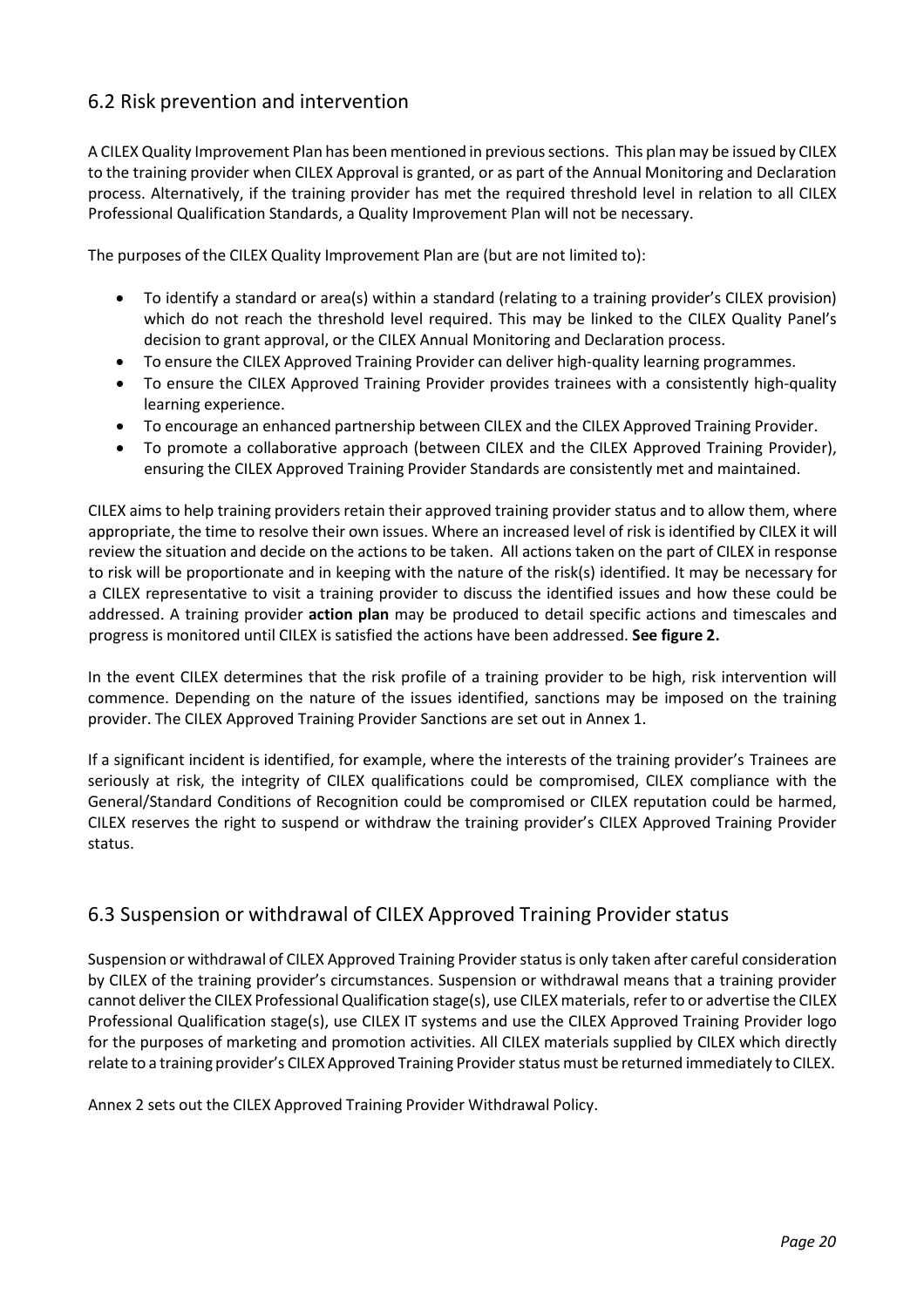## 6.2 Risk prevention and intervention

A CILEX Quality Improvement Plan has been mentioned in previous sections. This plan may be issued by CILEX to the training provider when CILEX Approval is granted, or as part of the Annual Monitoring and Declaration process. Alternatively, if the training provider has met the required threshold level in relation to all CILEX Professional Qualification Standards, a Quality Improvement Plan will not be necessary.

The purposes of the CILEX Quality Improvement Plan are (but are not limited to):

- To identify a standard or area(s) within a standard (relating to a training provider's CILEX provision) which do not reach the threshold level required. This may be linked to the CILEX Quality Panel's decision to grant approval, or the CILEX Annual Monitoring and Declaration process.
- To ensure the CILEX Approved Training Provider can deliver high-quality learning programmes.
- To ensure the CILEX Approved Training Provider provides trainees with a consistently high-quality learning experience.
- To encourage an enhanced partnership between CILEX and the CILEX Approved Training Provider.
- To promote a collaborative approach (between CILEX and the CILEX Approved Training Provider), ensuring the CILEX Approved Training Provider Standards are consistently met and maintained.

CILEX aims to help training providers retain their approved training provider status and to allow them, where appropriate, the time to resolve their own issues. Where an increased level of risk is identified by CILEX it will review the situation and decide on the actions to be taken. All actions taken on the part of CILEX in response to risk will be proportionate and in keeping with the nature of the risk(s) identified. It may be necessary for a CILEX representative to visit a training provider to discuss the identified issues and how these could be addressed. A training provider **action plan** may be produced to detail specific actions and timescales and progress is monitored until CILEX is satisfied the actions have been addressed. **See figure 2.**

In the event CILEX determines that the risk profile of a training provider to be high, risk intervention will commence. Depending on the nature of the issues identified, sanctions may be imposed on the training provider. The CILEX Approved Training Provider Sanctions are set out in Annex 1.

If a significant incident is identified, for example, where the interests of the training provider's Trainees are seriously at risk, the integrity of CILEX qualifications could be compromised, CILEX compliance with the General/Standard Conditions of Recognition could be compromised or CILEX reputation could be harmed, CILEX reserves the right to suspend or withdraw the training provider's CILEX Approved Training Provider status.

## 6.3 Suspension or withdrawal of CILEX Approved Training Provider status

Suspension or withdrawal of CILEX Approved Training Provider status is only taken after careful consideration by CILEX of the training provider's circumstances. Suspension or withdrawal means that a training provider cannot deliver the CILEX Professional Qualification stage(s), use CILEX materials, refer to or advertise the CILEX Professional Qualification stage(s), use CILEX IT systems and use the CILEX Approved Training Provider logo for the purposes of marketing and promotion activities. All CILEX materials supplied by CILEX which directly relate to a training provider's CILEX Approved Training Provider status must be returned immediately to CILEX.

Annex 2 sets out the CILEX Approved Training Provider Withdrawal Policy.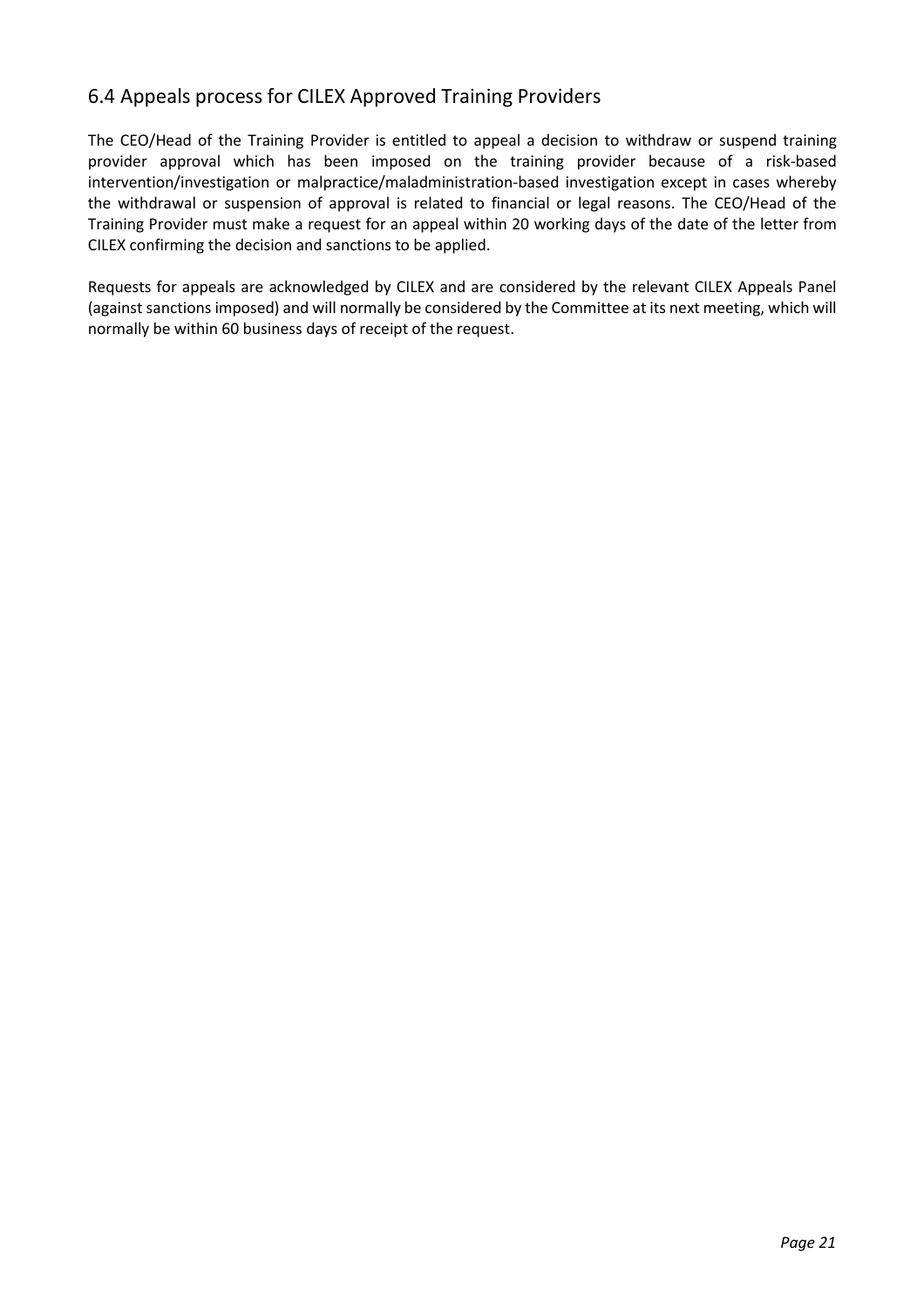## 6.4 Appeals process for CILEX Approved Training Providers

The CEO/Head of the Training Provider is entitled to appeal a decision to withdraw or suspend training provider approval which has been imposed on the training provider because of a risk-based intervention/investigation or malpractice/maladministration-based investigation except in cases whereby the withdrawal or suspension of approval is related to financial or legal reasons. The CEO/Head of the Training Provider must make a request for an appeal within 20 working days of the date of the letter from CILEX confirming the decision and sanctions to be applied.

Requests for appeals are acknowledged by CILEX and are considered by the relevant CILEX Appeals Panel (against sanctions imposed) and will normally be considered by the Committee at its next meeting, which will normally be within 60 business days of receipt of the request.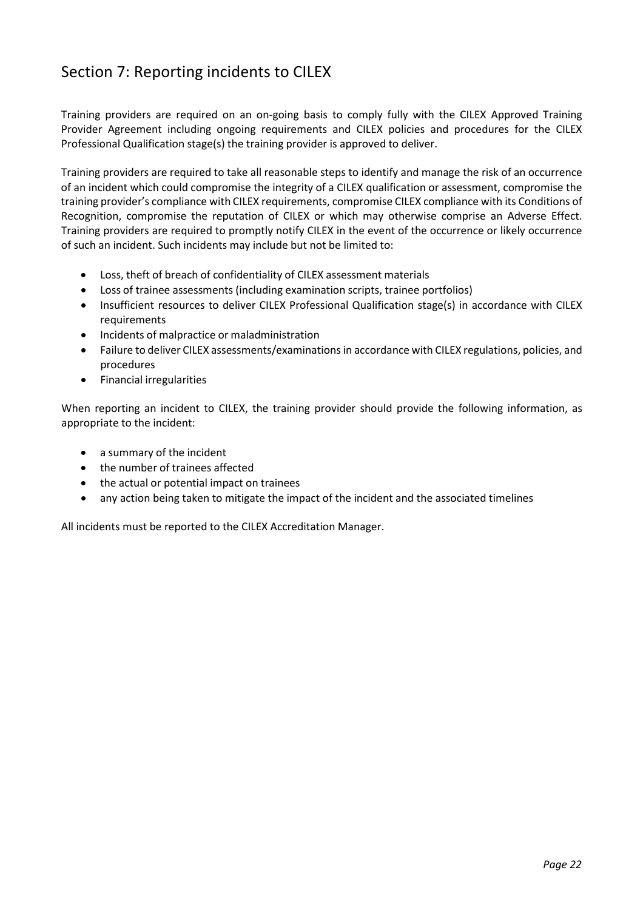## Section 7: Reporting incidents to CILEX

Training providers are required on an on-going basis to comply fully with the CILEX Approved Training Provider Agreement including ongoing requirements and CILEX policies and procedures for the CILEX Professional Qualification stage(s) the training provider is approved to deliver.

Training providers are required to take all reasonable steps to identify and manage the risk of an occurrence of an incident which could compromise the integrity of a CILEX qualification or assessment, compromise the training provider's compliance with CILEX requirements, compromise CILEX compliance with its Conditions of Recognition, compromise the reputation of CILEX or which may otherwise comprise an Adverse Effect. Training providers are required to promptly notify CILEX in the event of the occurrence or likely occurrence of such an incident. Such incidents may include but not be limited to:

- Loss, theft of breach of confidentiality of CILEX assessment materials
- Loss of trainee assessments (including examination scripts, trainee portfolios)
- Insufficient resources to deliver CILEX Professional Qualification stage(s) in accordance with CILEX requirements
- Incidents of malpractice or maladministration
- Failure to deliver CILEX assessments/examinations in accordance with CILEX regulations, policies, and procedures
- Financial irregularities

When reporting an incident to CILEX, the training provider should provide the following information, as appropriate to the incident:

- a summary of the incident
- the number of trainees affected
- the actual or potential impact on trainees
- any action being taken to mitigate the impact of the incident and the associated timelines

All incidents must be reported to the CILEX Accreditation Manager.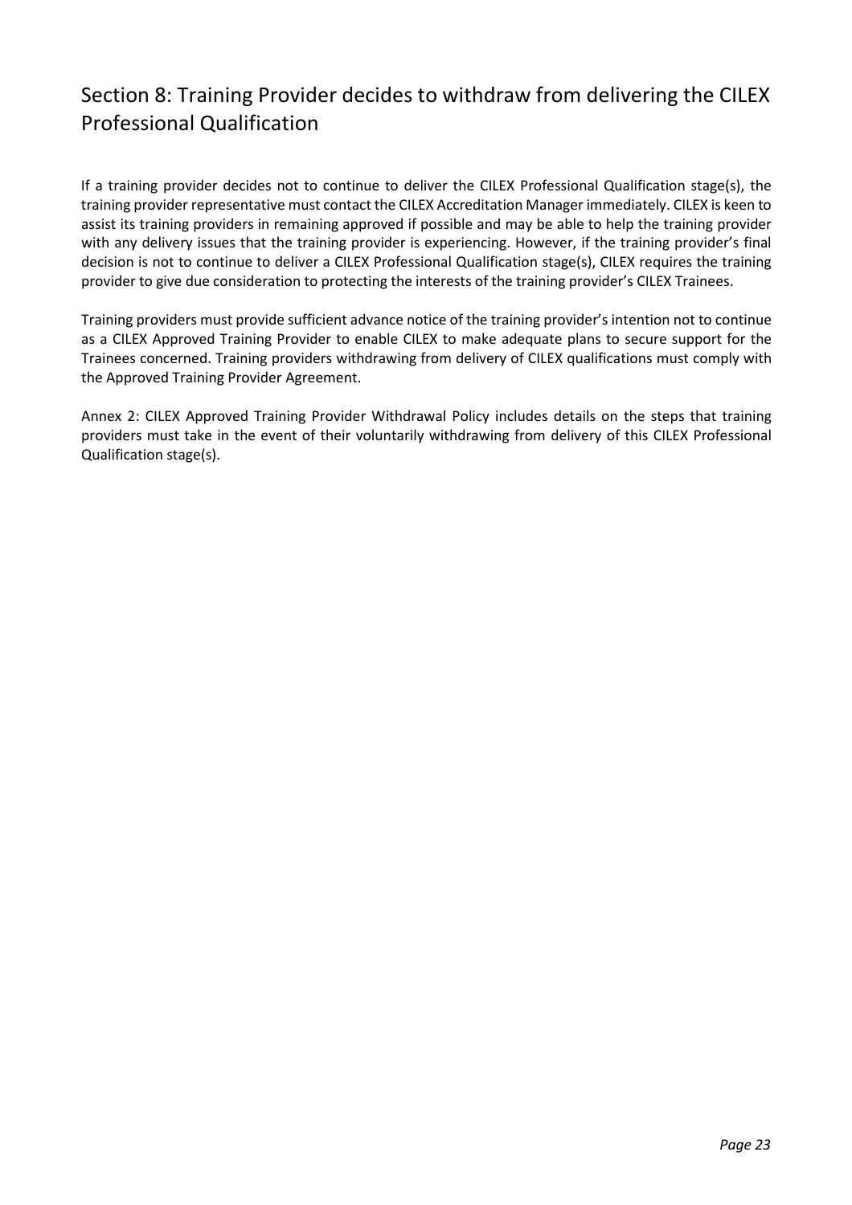## Section 8: Training Provider decides to withdraw from delivering the CILEX Professional Qualification

If a training provider decides not to continue to deliver the CILEX Professional Qualification stage(s), the training provider representative must contact the CILEX Accreditation Manager immediately. CILEX is keen to assist its training providers in remaining approved if possible and may be able to help the training provider with any delivery issues that the training provider is experiencing. However, if the training provider's final decision is not to continue to deliver a CILEX Professional Qualification stage(s), CILEX requires the training provider to give due consideration to protecting the interests of the training provider's CILEX Trainees.

Training providers must provide sufficient advance notice of the training provider's intention not to continue as a CILEX Approved Training Provider to enable CILEX to make adequate plans to secure support for the Trainees concerned. Training providers withdrawing from delivery of CILEX qualifications must comply with the Approved Training Provider Agreement.

Annex 2: CILEX Approved Training Provider Withdrawal Policy includes details on the steps that training providers must take in the event of their voluntarily withdrawing from delivery of this CILEX Professional Qualification stage(s).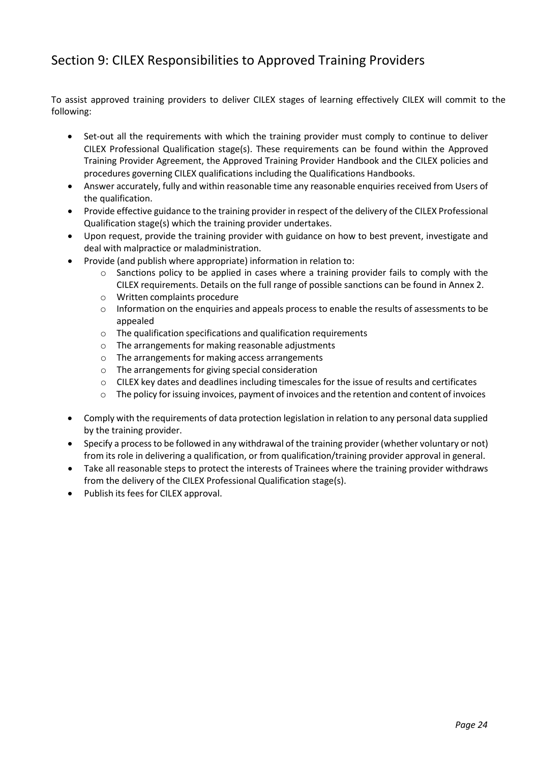## Section 9: CILEX Responsibilities to Approved Training Providers

To assist approved training providers to deliver CILEX stages of learning effectively CILEX will commit to the following:

- Set-out all the requirements with which the training provider must comply to continue to deliver CILEX Professional Qualification stage(s). These requirements can be found within the Approved Training Provider Agreement, the Approved Training Provider Handbook and the CILEX policies and procedures governing CILEX qualifications including the Qualifications Handbooks.
- Answer accurately, fully and within reasonable time any reasonable enquiries received from Users of the qualification.
- Provide effective guidance to the training provider in respect of the delivery of the CILEX Professional Qualification stage(s) which the training provider undertakes.
- Upon request, provide the training provider with guidance on how to best prevent, investigate and deal with malpractice or maladministration.
- Provide (and publish where appropriate) information in relation to:
  - Sanctions policy to be applied in cases where a training provider fails to comply with the CILEX requirements. Details on the full range of possible sanctions can be found in Annex 2.
  - Written complaints procedure
  - Information on the enquiries and appeals process to enable the results of assessments to be appealed
  - The qualification specifications and qualification requirements
  - The arrangements for making reasonable adjustments
  - The arrangements for making access arrangements
  - The arrangements for giving special consideration
  - CILEX key dates and deadlines including timescales for the issue of results and certificates
  - The policy for issuing invoices, payment of invoices and the retention and content of invoices
- Comply with the requirements of data protection legislation in relation to any personal data supplied by the training provider.
- Specify a process to be followed in any withdrawal of the training provider (whether voluntary or not) from its role in delivering a qualification, or from qualification/training provider approval in general.
- Take all reasonable steps to protect the interests of Trainees where the training provider withdraws from the delivery of the CILEX Professional Qualification stage(s).
- Publish its fees for CILEX approval.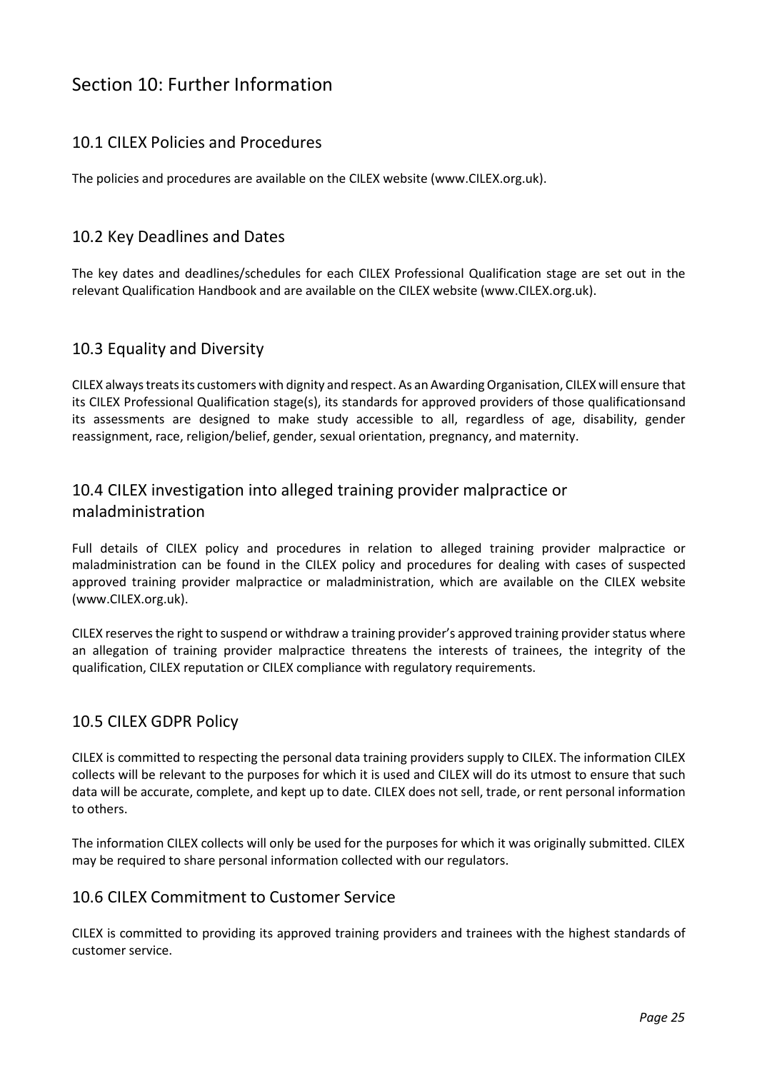# Section 10: Further Information

## 10.1 CILEX Policies and Procedures

The policies and procedures are available on the CILEX website (www.CILEX.org.uk).

## 10.2 Key Deadlines and Dates

The key dates and deadlines/schedules for each CILEX Professional Qualification stage are set out in the relevant Qualification Handbook and are available on the CILEX website (www.CILEX.org.uk).

## 10.3 Equality and Diversity

CILEX always treats its customers with dignity and respect. As an Awarding Organisation, CILEX will ensure that its CILEX Professional Qualification stage(s), its standards for approved providers of those qualificationsand its assessments are designed to make study accessible to all, regardless of age, disability, gender reassignment, race, religion/belief, gender, sexual orientation, pregnancy, and maternity.

## 10.4 CILEX investigation into alleged training provider malpractice or maladministration

Full details of CILEX policy and procedures in relation to alleged training provider malpractice or maladministration can be found in the CILEX policy and procedures for dealing with cases of suspected approved training provider malpractice or maladministration, which are available on the CILEX website (www.CILEX.org.uk).

CILEX reserves the right to suspend or withdraw a training provider's approved training provider status where an allegation of training provider malpractice threatens the interests of trainees, the integrity of the qualification, CILEX reputation or CILEX compliance with regulatory requirements.

## 10.5 CILEX GDPR Policy

CILEX is committed to respecting the personal data training providers supply to CILEX. The information CILEX collects will be relevant to the purposes for which it is used and CILEX will do its utmost to ensure that such data will be accurate, complete, and kept up to date. CILEX does not sell, trade, or rent personal information to others.

The information CILEX collects will only be used for the purposes for which it was originally submitted. CILEX may be required to share personal information collected with our regulators.

## 10.6 CILEX Commitment to Customer Service

CILEX is committed to providing its approved training providers and trainees with the highest standards of customer service.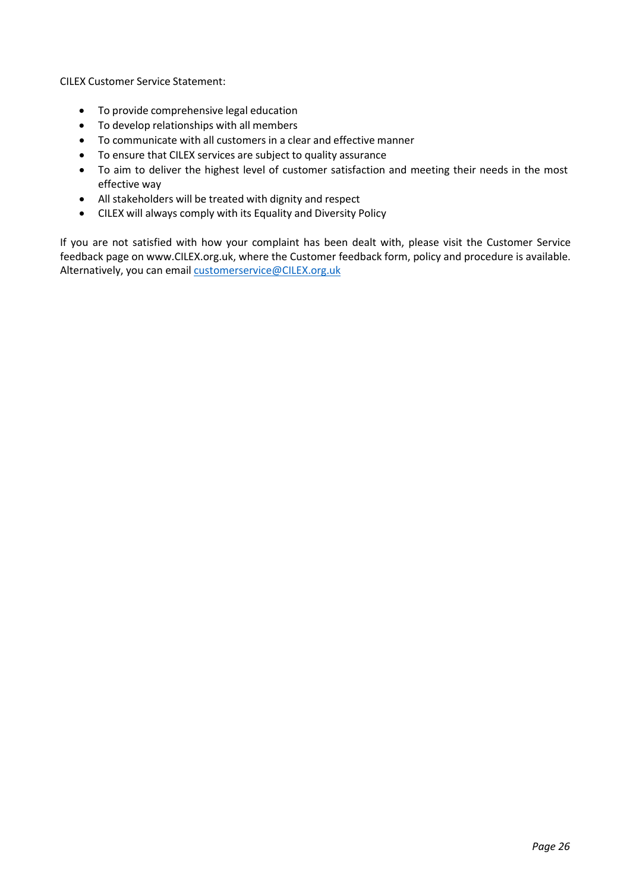CILEX Customer Service Statement:

- To provide comprehensive legal education
- To develop relationships with all members
- To communicate with all customers in a clear and effective manner
- To ensure that CILEX services are subject to quality assurance
- To aim to deliver the highest level of customer satisfaction and meeting their needs in the most effective way
- All stakeholders will be treated with dignity and respect
- CILEX will always comply with its Equality and Diversity Policy

If you are not satisfied with how your complaint has been dealt with, please visit the Customer Service feedback page on www.CILEX.org.uk, where the Customer feedback form, policy and procedure is available. Alternatively, you can email customerservice@CILEX.org.uk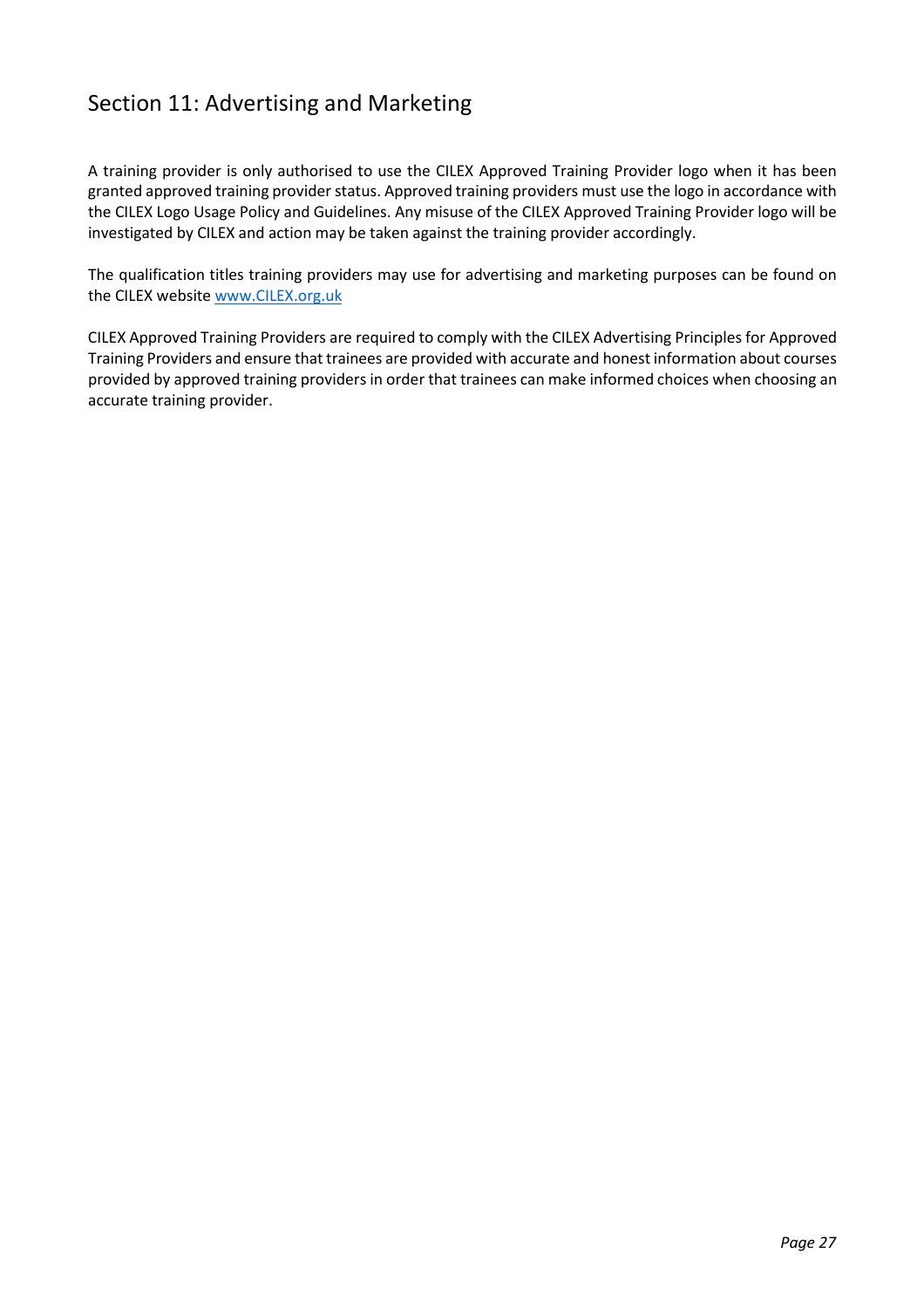## Section 11: Advertising and Marketing

A training provider is only authorised to use the CILEX Approved Training Provider logo when it has been granted approved training provider status. Approved training providers must use the logo in accordance with the CILEX Logo Usage Policy and Guidelines. Any misuse of the CILEX Approved Training Provider logo will be investigated by CILEX and action may be taken against the training provider accordingly.

The qualification titles training providers may use for advertising and marketing purposes can be found on the CILEX website [www.CILEX.org.uk](http://www.CILEX.org.uk)

CILEX Approved Training Providers are required to comply with the CILEX Advertising Principles for Approved Training Providers and ensure that trainees are provided with accurate and honest information about courses provided by approved training providers in order that trainees can make informed choices when choosing an accurate training provider.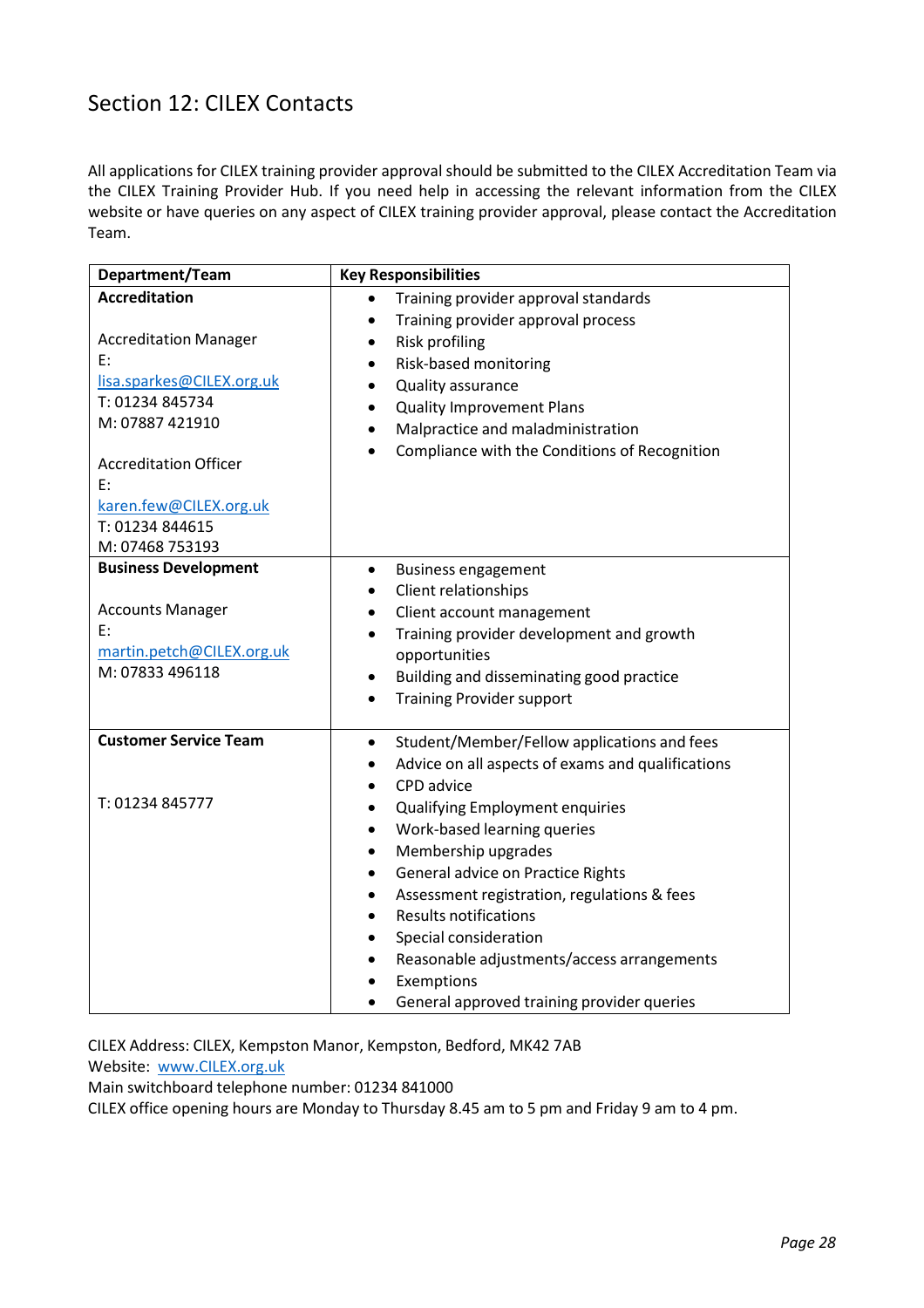## Section 12: CILEX Contacts

All applications for CILEX training provider approval should be submitted to the CILEX Accreditation Team via the CILEX Training Provider Hub. If you need help in accessing the relevant information from the CILEX website or have queries on any aspect of CILEX training provider approval, please contact the Accreditation Team.

| Department/Team | Key Responsibilities |
|---|---|
| **Accreditation**<br><br>Accreditation Manager<br>E: lisa.sparkes@CILEX.org.uk<br>T: 01234 845734<br>M: 07887 421910<br><br>Accreditation Officer<br>E: karen.few@CILEX.org.uk<br>T: 01234 844615<br>M: 07468 753193 | • Training provider approval standards<br>• Training provider approval process<br>• Risk profiling<br>• Risk-based monitoring<br>• Quality assurance<br>• Quality Improvement Plans<br>• Malpractice and maladministration<br>• Compliance with the Conditions of Recognition |
| **Business Development**<br><br>Accounts Manager<br>E: martin.petch@CILEX.org.uk<br>M: 07833 496118 | • Business engagement<br>• Client relationships<br>• Client account management<br>• Training provider development and growth opportunities<br>• Building and disseminating good practice<br>• Training Provider support |
| **Customer Service Team**<br><br>T: 01234 845777 | • Student/Member/Fellow applications and fees<br>• Advice on all aspects of exams and qualifications<br>• CPD advice<br>• Qualifying Employment enquiries<br>• Work-based learning queries<br>• Membership upgrades<br>• General advice on Practice Rights<br>• Assessment registration, regulations & fees<br>• Results notifications<br>• Special consideration<br>• Reasonable adjustments/access arrangements<br>• Exemptions<br>• General approved training provider queries |

CILEX Address: CILEX, Kempston Manor, Kempston, Bedford, MK42 7AB
Website: www.CILEX.org.uk
Main switchboard telephone number: 01234 841000
CILEX office opening hours are Monday to Thursday 8.45 am to 5 pm and Friday 9 am to 4 pm.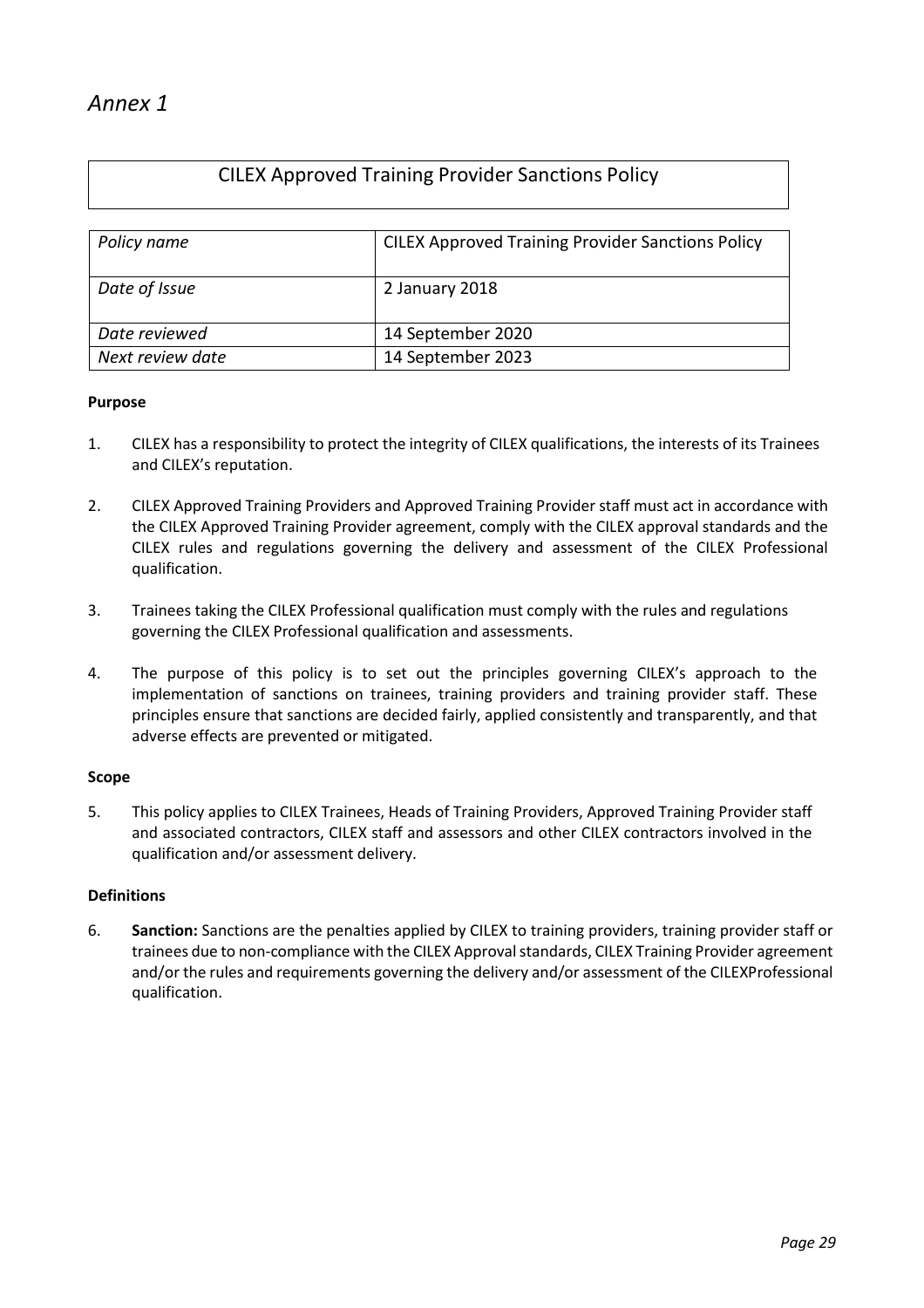*Annex 1*

# CILEX Approved Training Provider Sanctions Policy

| *Policy name* | CILEX Approved Training Provider Sanctions Policy |
|---|---|
| *Date of Issue* | 2 January 2018 |
| *Date reviewed* | 14 September 2020 |
| *Next review date* | 14 September 2023 |

**Purpose**

1. CILEX has a responsibility to protect the integrity of CILEX qualifications, the interests of its Trainees and CILEX's reputation.

2. CILEX Approved Training Providers and Approved Training Provider staff must act in accordance with the CILEX Approved Training Provider agreement, comply with the CILEX approval standards and the CILEX rules and regulations governing the delivery and assessment of the CILEX Professional qualification.

3. Trainees taking the CILEX Professional qualification must comply with the rules and regulations governing the CILEX Professional qualification and assessments.

4. The purpose of this policy is to set out the principles governing CILEX's approach to the implementation of sanctions on trainees, training providers and training provider staff. These principles ensure that sanctions are decided fairly, applied consistently and transparently, and that adverse effects are prevented or mitigated.

**Scope**

5. This policy applies to CILEX Trainees, Heads of Training Providers, Approved Training Provider staff and associated contractors, CILEX staff and assessors and other CILEX contractors involved in the qualification and/or assessment delivery.

**Definitions**

6. **Sanction:** Sanctions are the penalties applied by CILEX to training providers, training provider staff or trainees due to non-compliance with the CILEX Approval standards, CILEX Training Provider agreement and/or the rules and requirements governing the delivery and/or assessment of the CILEXProfessional qualification.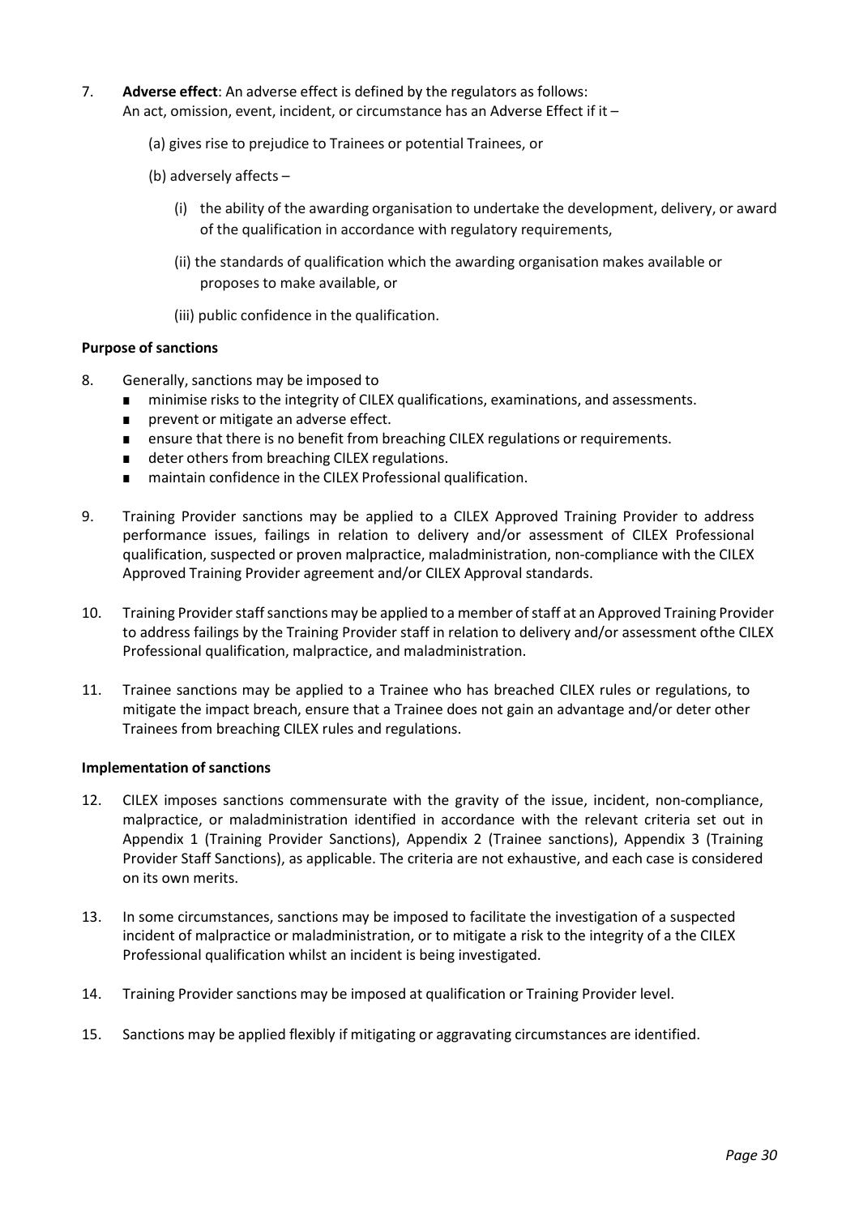7. **Adverse effect**: An adverse effect is defined by the regulators as follows:
   An act, omission, event, incident, or circumstance has an Adverse Effect if it –

   (a) gives rise to prejudice to Trainees or potential Trainees, or

   (b) adversely affects –

   (i) the ability of the awarding organisation to undertake the development, delivery, or award of the qualification in accordance with regulatory requirements,

   (ii) the standards of qualification which the awarding organisation makes available or proposes to make available, or

   (iii) public confidence in the qualification.

**Purpose of sanctions**

8. Generally, sanctions may be imposed to
   - minimise risks to the integrity of CILEX qualifications, examinations, and assessments.
   - prevent or mitigate an adverse effect.
   - ensure that there is no benefit from breaching CILEX regulations or requirements.
   - deter others from breaching CILEX regulations.
   - maintain confidence in the CILEX Professional qualification.

9. Training Provider sanctions may be applied to a CILEX Approved Training Provider to address performance issues, failings in relation to delivery and/or assessment of CILEX Professional qualification, suspected or proven malpractice, maladministration, non-compliance with the CILEX Approved Training Provider agreement and/or CILEX Approval standards.

10. Training Provider staff sanctions may be applied to a member of staff at an Approved Training Provider to address failings by the Training Provider staff in relation to delivery and/or assessment ofthe CILEX Professional qualification, malpractice, and maladministration.

11. Trainee sanctions may be applied to a Trainee who has breached CILEX rules or regulations, to mitigate the impact breach, ensure that a Trainee does not gain an advantage and/or deter other Trainees from breaching CILEX rules and regulations.

**Implementation of sanctions**

12. CILEX imposes sanctions commensurate with the gravity of the issue, incident, non-compliance, malpractice, or maladministration identified in accordance with the relevant criteria set out in Appendix 1 (Training Provider Sanctions), Appendix 2 (Trainee sanctions), Appendix 3 (Training Provider Staff Sanctions), as applicable. The criteria are not exhaustive, and each case is considered on its own merits.

13. In some circumstances, sanctions may be imposed to facilitate the investigation of a suspected incident of malpractice or maladministration, or to mitigate a risk to the integrity of a the CILEX Professional qualification whilst an incident is being investigated.

14. Training Provider sanctions may be imposed at qualification or Training Provider level.

15. Sanctions may be applied flexibly if mitigating or aggravating circumstances are identified.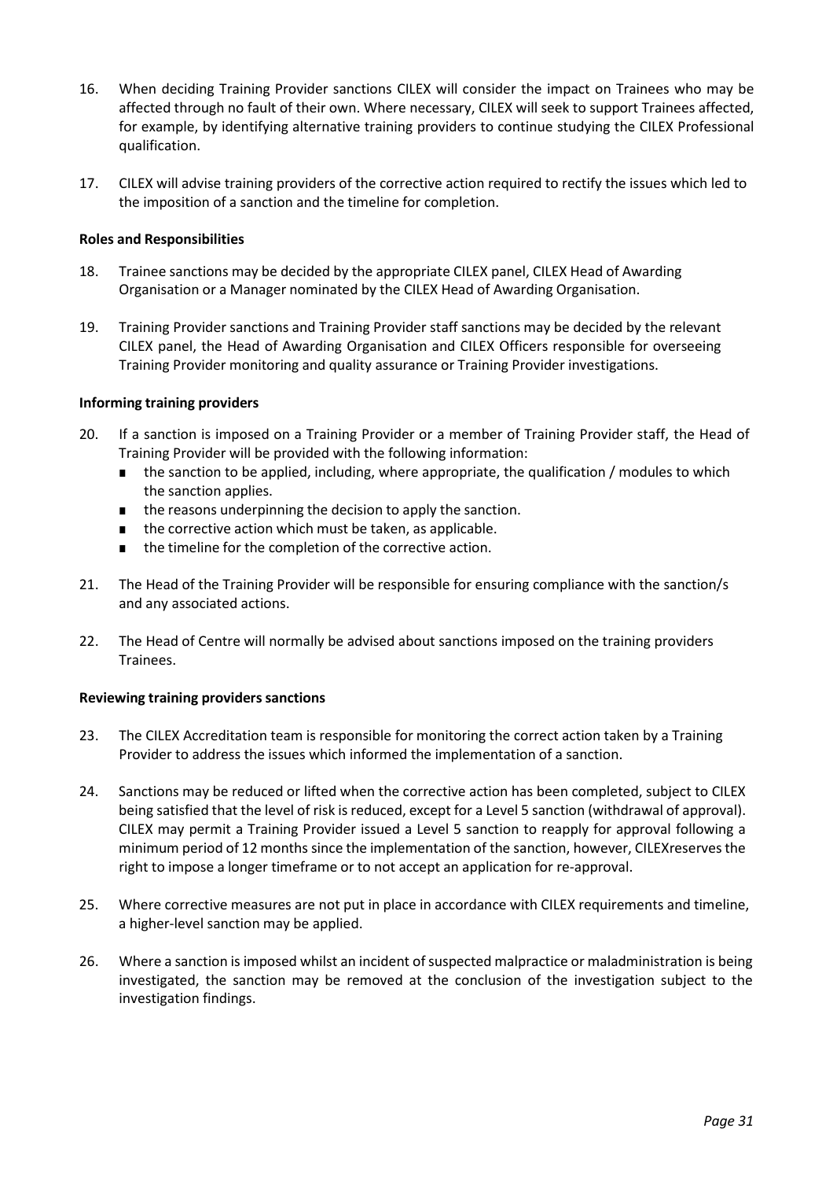16. When deciding Training Provider sanctions CILEX will consider the impact on Trainees who may be affected through no fault of their own. Where necessary, CILEX will seek to support Trainees affected, for example, by identifying alternative training providers to continue studying the CILEX Professional qualification.

17. CILEX will advise training providers of the corrective action required to rectify the issues which led to the imposition of a sanction and the timeline for completion.

**Roles and Responsibilities**

18. Trainee sanctions may be decided by the appropriate CILEX panel, CILEX Head of Awarding Organisation or a Manager nominated by the CILEX Head of Awarding Organisation.

19. Training Provider sanctions and Training Provider staff sanctions may be decided by the relevant CILEX panel, the Head of Awarding Organisation and CILEX Officers responsible for overseeing Training Provider monitoring and quality assurance or Training Provider investigations.

**Informing training providers**

20. If a sanction is imposed on a Training Provider or a member of Training Provider staff, the Head of Training Provider will be provided with the following information:
    - the sanction to be applied, including, where appropriate, the qualification / modules to which the sanction applies.
    - the reasons underpinning the decision to apply the sanction.
    - the corrective action which must be taken, as applicable.
    - the timeline for the completion of the corrective action.

21. The Head of the Training Provider will be responsible for ensuring compliance with the sanction/s and any associated actions.

22. The Head of Centre will normally be advised about sanctions imposed on the training providers Trainees.

**Reviewing training providers sanctions**

23. The CILEX Accreditation team is responsible for monitoring the correct action taken by a Training Provider to address the issues which informed the implementation of a sanction.

24. Sanctions may be reduced or lifted when the corrective action has been completed, subject to CILEX being satisfied that the level of risk is reduced, except for a Level 5 sanction (withdrawal of approval). CILEX may permit a Training Provider issued a Level 5 sanction to reapply for approval following a minimum period of 12 months since the implementation of the sanction, however, CILEXreserves the right to impose a longer timeframe or to not accept an application for re-approval.

25. Where corrective measures are not put in place in accordance with CILEX requirements and timeline, a higher-level sanction may be applied.

26. Where a sanction is imposed whilst an incident of suspected malpractice or maladministration is being investigated, the sanction may be removed at the conclusion of the investigation subject to the investigation findings.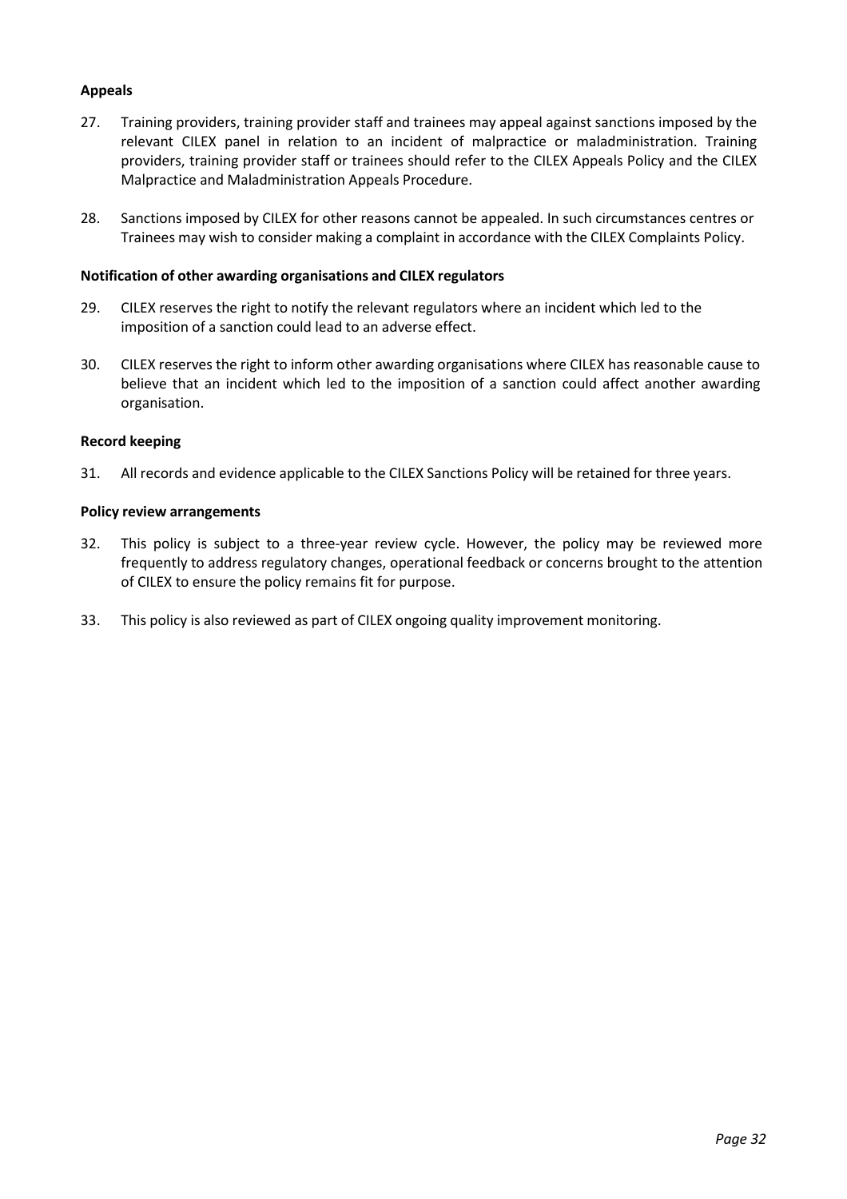**Appeals**

27. Training providers, training provider staff and trainees may appeal against sanctions imposed by the relevant CILEX panel in relation to an incident of malpractice or maladministration. Training providers, training provider staff or trainees should refer to the CILEX Appeals Policy and the CILEX Malpractice and Maladministration Appeals Procedure.

28. Sanctions imposed by CILEX for other reasons cannot be appealed. In such circumstances centres or Trainees may wish to consider making a complaint in accordance with the CILEX Complaints Policy.

**Notification of other awarding organisations and CILEX regulators**

29. CILEX reserves the right to notify the relevant regulators where an incident which led to the imposition of a sanction could lead to an adverse effect.

30. CILEX reserves the right to inform other awarding organisations where CILEX has reasonable cause to believe that an incident which led to the imposition of a sanction could affect another awarding organisation.

**Record keeping**

31. All records and evidence applicable to the CILEX Sanctions Policy will be retained for three years.

**Policy review arrangements**

32. This policy is subject to a three-year review cycle. However, the policy may be reviewed more frequently to address regulatory changes, operational feedback or concerns brought to the attention of CILEX to ensure the policy remains fit for purpose.

33. This policy is also reviewed as part of CILEX ongoing quality improvement monitoring.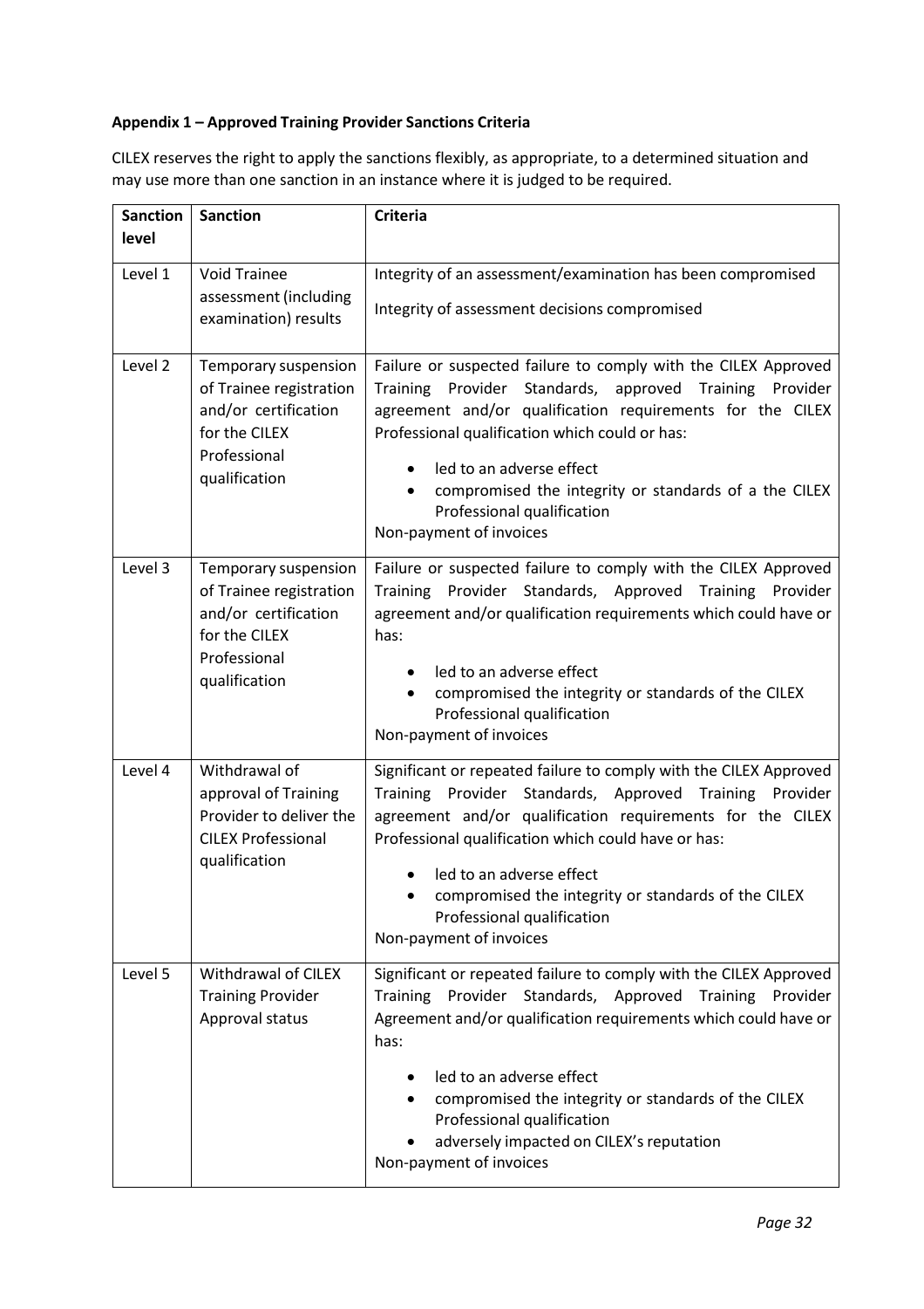**Appendix 1 – Approved Training Provider Sanctions Criteria**

CILEX reserves the right to apply the sanctions flexibly, as appropriate, to a determined situation and may use more than one sanction in an instance where it is judged to be required.

| Sanction level | Sanction | Criteria |
|---|---|---|
| Level 1 | Void Trainee assessment (including examination) results | Integrity of an assessment/examination has been compromised<br><br>Integrity of assessment decisions compromised |
| Level 2 | Temporary suspension of Trainee registration and/or certification for the CILEX Professional qualification | Failure or suspected failure to comply with the CILEX Approved Training Provider Standards, approved Training Provider agreement and/or qualification requirements for the CILEX Professional qualification which could or has:<br><br>• led to an adverse effect<br>• compromised the integrity or standards of a the CILEX Professional qualification<br><br>Non-payment of invoices |
| Level 3 | Temporary suspension of Trainee registration and/or certification for the CILEX Professional qualification | Failure or suspected failure to comply with the CILEX Approved Training Provider Standards, Approved Training Provider agreement and/or qualification requirements which could have or has:<br><br>• led to an adverse effect<br>• compromised the integrity or standards of the CILEX Professional qualification<br><br>Non-payment of invoices |
| Level 4 | Withdrawal of approval of Training Provider to deliver the CILEX Professional qualification | Significant or repeated failure to comply with the CILEX Approved Training Provider Standards, Approved Training Provider agreement and/or qualification requirements for the CILEX Professional qualification which could have or has:<br><br>• led to an adverse effect<br>• compromised the integrity or standards of the CILEX Professional qualification<br><br>Non-payment of invoices |
| Level 5 | Withdrawal of CILEX Training Provider Approval status | Significant or repeated failure to comply with the CILEX Approved Training Provider Standards, Approved Training Provider Agreement and/or qualification requirements which could have or has:<br><br>• led to an adverse effect<br>• compromised the integrity or standards of the CILEX Professional qualification<br>• adversely impacted on CILEX's reputation<br><br>Non-payment of invoices |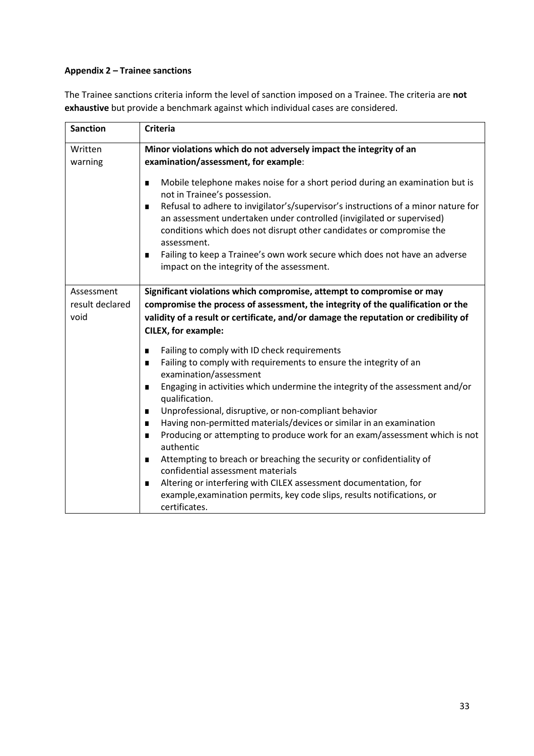**Appendix 2 – Trainee sanctions**

The Trainee sanctions criteria inform the level of sanction imposed on a Trainee. The criteria are **not exhaustive** but provide a benchmark against which individual cases are considered.

| **Sanction** | **Criteria** |
|---|---|
| Written warning | **Minor violations which do not adversely impact the integrity of an examination/assessment, for example**:<br>■ Mobile telephone makes noise for a short period during an examination but is not in Trainee's possession.<br>■ Refusal to adhere to invigilator's/supervisor's instructions of a minor nature for an assessment undertaken under controlled (invigilated or supervised) conditions which does not disrupt other candidates or compromise the assessment.<br>■ Failing to keep a Trainee's own work secure which does not have an adverse impact on the integrity of the assessment. |
| Assessment result declared void | **Significant violations which compromise, attempt to compromise or may compromise the process of assessment, the integrity of the qualification or the validity of a result or certificate, and/or damage the reputation or credibility of CILEX, for example:**<br>■ Failing to comply with ID check requirements<br>■ Failing to comply with requirements to ensure the integrity of an examination/assessment<br>■ Engaging in activities which undermine the integrity of the assessment and/or qualification.<br>■ Unprofessional, disruptive, or non-compliant behavior<br>■ Having non-permitted materials/devices or similar in an examination<br>■ Producing or attempting to produce work for an exam/assessment which is not authentic<br>■ Attempting to breach or breaching the security or confidentiality of confidential assessment materials<br>■ Altering or interfering with CILEX assessment documentation, for example,examination permits, key code slips, results notifications, or certificates. |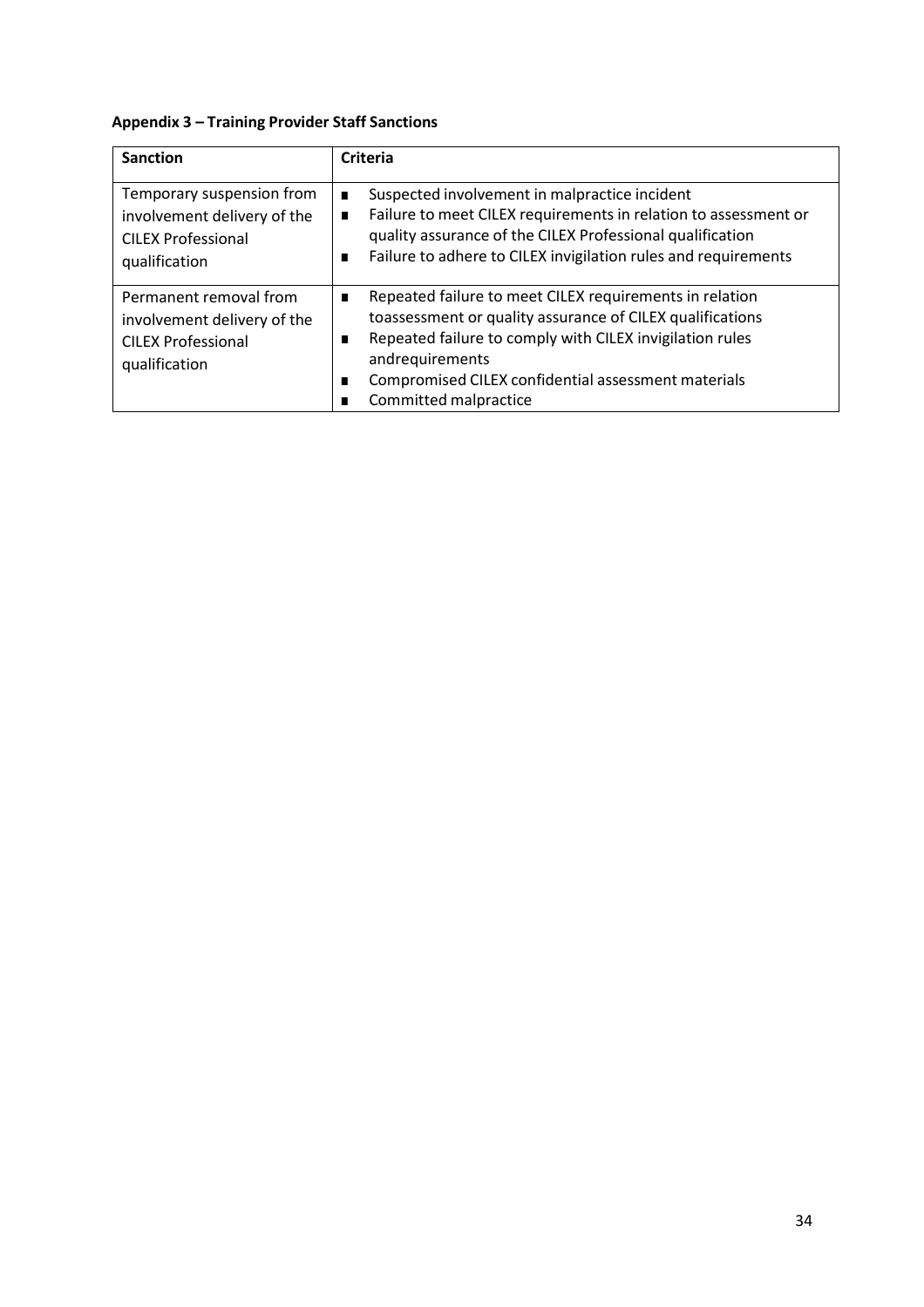**Appendix 3 – Training Provider Staff Sanctions**

| Sanction | Criteria |
|---|---|
| Temporary suspension from involvement delivery of the CILEX Professional qualification | ■ Suspected involvement in malpractice incident<br>■ Failure to meet CILEX requirements in relation to assessment or quality assurance of the CILEX Professional qualification<br>■ Failure to adhere to CILEX invigilation rules and requirements |
| Permanent removal from involvement delivery of the CILEX Professional qualification | ■ Repeated failure to meet CILEX requirements in relation toassessment or quality assurance of CILEX qualifications<br>■ Repeated failure to comply with CILEX invigilation rules andrequirements<br>■ Compromised CILEX confidential assessment materials<br>■ Committed malpractice |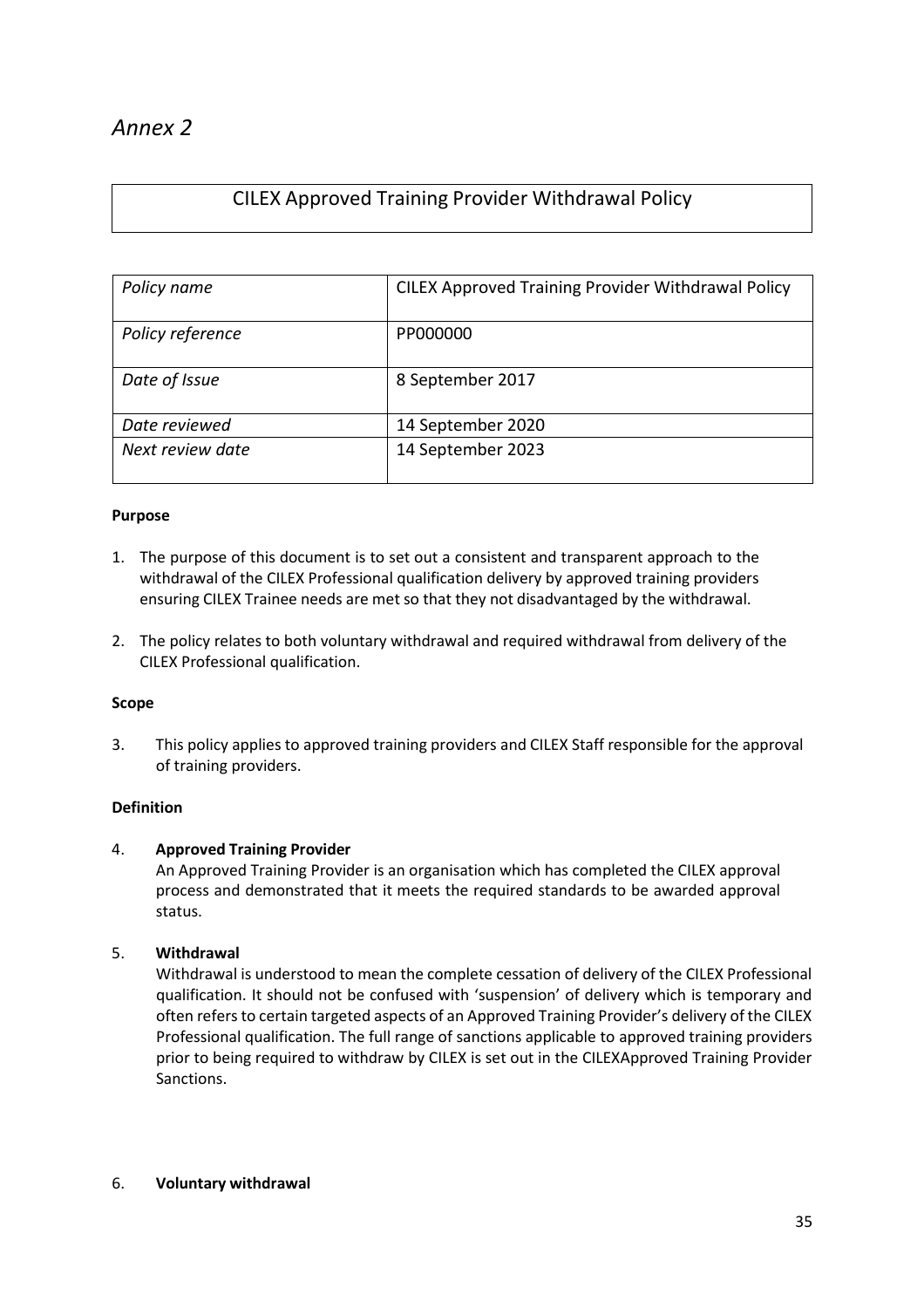*Annex 2*

# CILEX Approved Training Provider Withdrawal Policy

| *Policy name* | CILEX Approved Training Provider Withdrawal Policy |
| --- | --- |
| *Policy reference* | PP000000 |
| *Date of Issue* | 8 September 2017 |
| *Date reviewed* | 14 September 2020 |
| *Next review date* | 14 September 2023 |

**Purpose**

1. The purpose of this document is to set out a consistent and transparent approach to the withdrawal of the CILEX Professional qualification delivery by approved training providers ensuring CILEX Trainee needs are met so that they not disadvantaged by the withdrawal.

2. The policy relates to both voluntary withdrawal and required withdrawal from delivery of the CILEX Professional qualification.

**Scope**

3. This policy applies to approved training providers and CILEX Staff responsible for the approval of training providers.

**Definition**

4. **Approved Training Provider**
   An Approved Training Provider is an organisation which has completed the CILEX approval process and demonstrated that it meets the required standards to be awarded approval status.

5. **Withdrawal**
   Withdrawal is understood to mean the complete cessation of delivery of the CILEX Professional qualification. It should not be confused with 'suspension' of delivery which is temporary and often refers to certain targeted aspects of an Approved Training Provider's delivery of the CILEX Professional qualification. The full range of sanctions applicable to approved training providers prior to being required to withdraw by CILEX is set out in the CILEXApproved Training Provider Sanctions.

6. **Voluntary withdrawal**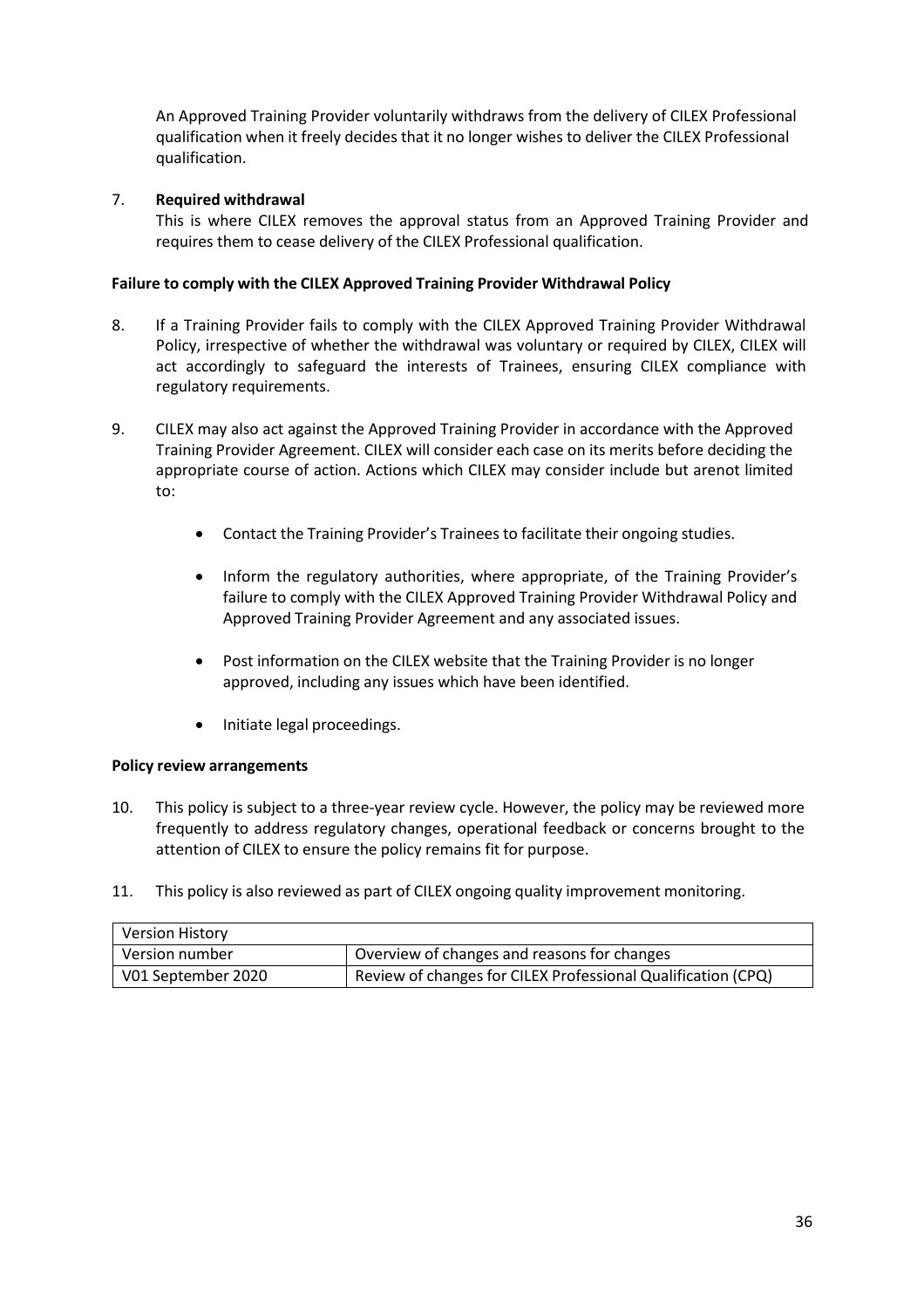An Approved Training Provider voluntarily withdraws from the delivery of CILEX Professional qualification when it freely decides that it no longer wishes to deliver the CILEX Professional qualification.

7. **Required withdrawal**
   This is where CILEX removes the approval status from an Approved Training Provider and requires them to cease delivery of the CILEX Professional qualification.

**Failure to comply with the CILEX Approved Training Provider Withdrawal Policy**

8. If a Training Provider fails to comply with the CILEX Approved Training Provider Withdrawal Policy, irrespective of whether the withdrawal was voluntary or required by CILEX, CILEX will act accordingly to safeguard the interests of Trainees, ensuring CILEX compliance with regulatory requirements.

9. CILEX may also act against the Approved Training Provider in accordance with the Approved Training Provider Agreement. CILEX will consider each case on its merits before deciding the appropriate course of action. Actions which CILEX may consider include but arenot limited to:

   - Contact the Training Provider's Trainees to facilitate their ongoing studies.
   - Inform the regulatory authorities, where appropriate, of the Training Provider's failure to comply with the CILEX Approved Training Provider Withdrawal Policy and Approved Training Provider Agreement and any associated issues.
   - Post information on the CILEX website that the Training Provider is no longer approved, including any issues which have been identified.
   - Initiate legal proceedings.

**Policy review arrangements**

10. This policy is subject to a three-year review cycle. However, the policy may be reviewed more frequently to address regulatory changes, operational feedback or concerns brought to the attention of CILEX to ensure the policy remains fit for purpose.

11. This policy is also reviewed as part of CILEX ongoing quality improvement monitoring.

| Version History | |
|---|---|
| Version number | Overview of changes and reasons for changes |
| V01 September 2020 | Review of changes for CILEX Professional Qualification (CPQ) |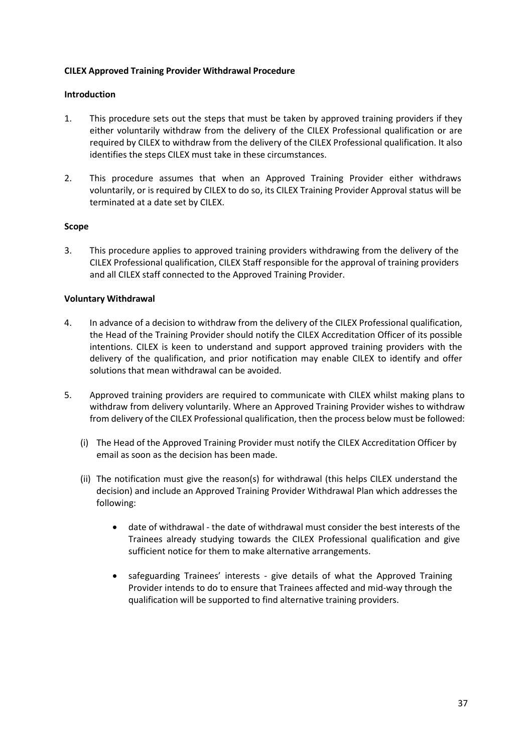**CILEX Approved Training Provider Withdrawal Procedure**

**Introduction**

1. This procedure sets out the steps that must be taken by approved training providers if they either voluntarily withdraw from the delivery of the CILEX Professional qualification or are required by CILEX to withdraw from the delivery of the CILEX Professional qualification. It also identifies the steps CILEX must take in these circumstances.

2. This procedure assumes that when an Approved Training Provider either withdraws voluntarily, or is required by CILEX to do so, its CILEX Training Provider Approval status will be terminated at a date set by CILEX.

**Scope**

3. This procedure applies to approved training providers withdrawing from the delivery of the CILEX Professional qualification, CILEX Staff responsible for the approval of training providers and all CILEX staff connected to the Approved Training Provider.

**Voluntary Withdrawal**

4. In advance of a decision to withdraw from the delivery of the CILEX Professional qualification, the Head of the Training Provider should notify the CILEX Accreditation Officer of its possible intentions. CILEX is keen to understand and support approved training providers with the delivery of the qualification, and prior notification may enable CILEX to identify and offer solutions that mean withdrawal can be avoided.

5. Approved training providers are required to communicate with CILEX whilst making plans to withdraw from delivery voluntarily. Where an Approved Training Provider wishes to withdraw from delivery of the CILEX Professional qualification, then the process below must be followed:

   (i) The Head of the Approved Training Provider must notify the CILEX Accreditation Officer by email as soon as the decision has been made.

   (ii) The notification must give the reason(s) for withdrawal (this helps CILEX understand the decision) and include an Approved Training Provider Withdrawal Plan which addresses the following:

   - date of withdrawal - the date of withdrawal must consider the best interests of the Trainees already studying towards the CILEX Professional qualification and give sufficient notice for them to make alternative arrangements.

   - safeguarding Trainees' interests - give details of what the Approved Training Provider intends to do to ensure that Trainees affected and mid-way through the qualification will be supported to find alternative training providers.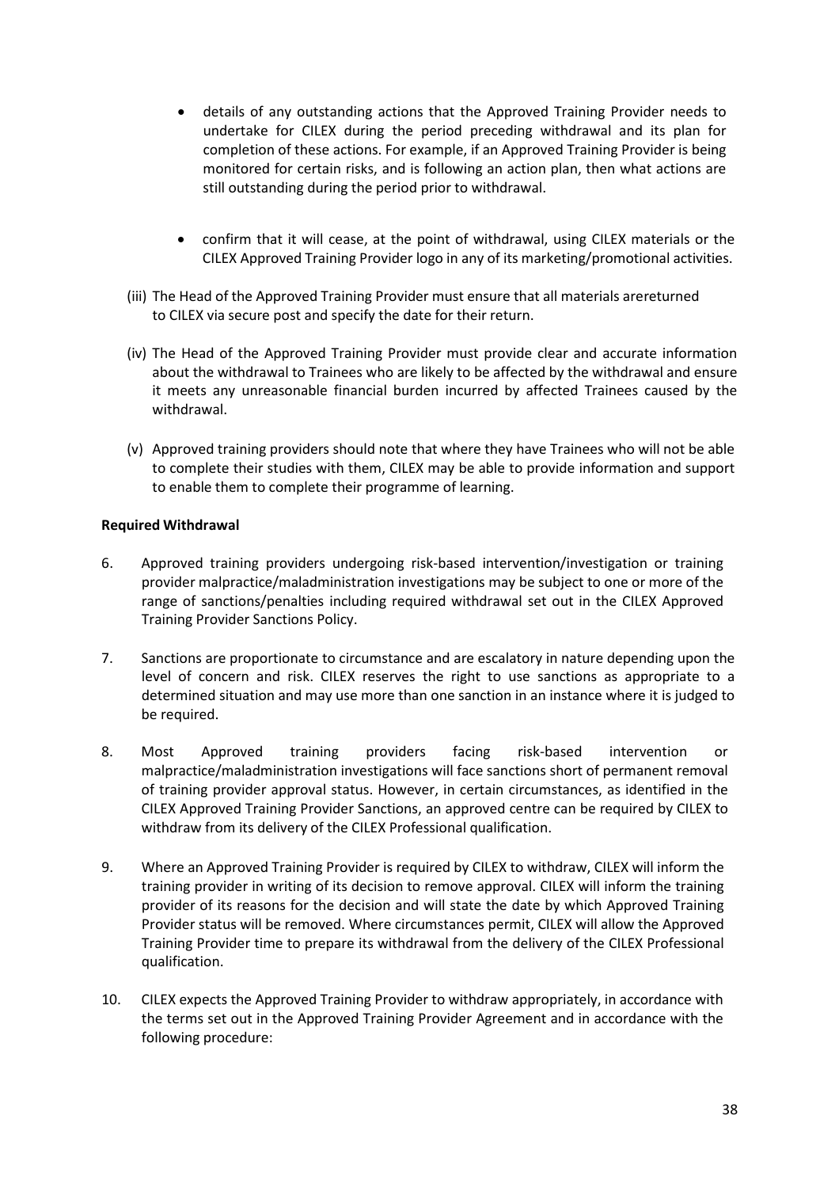- details of any outstanding actions that the Approved Training Provider needs to undertake for CILEX during the period preceding withdrawal and its plan for completion of these actions. For example, if an Approved Training Provider is being monitored for certain risks, and is following an action plan, then what actions are still outstanding during the period prior to withdrawal.

- confirm that it will cease, at the point of withdrawal, using CILEX materials or the CILEX Approved Training Provider logo in any of its marketing/promotional activities.

(iii) The Head of the Approved Training Provider must ensure that all materials arereturned to CILEX via secure post and specify the date for their return.

(iv) The Head of the Approved Training Provider must provide clear and accurate information about the withdrawal to Trainees who are likely to be affected by the withdrawal and ensure it meets any unreasonable financial burden incurred by affected Trainees caused by the withdrawal.

(v) Approved training providers should note that where they have Trainees who will not be able to complete their studies with them, CILEX may be able to provide information and support to enable them to complete their programme of learning.

**Required Withdrawal**

6. Approved training providers undergoing risk-based intervention/investigation or training provider malpractice/maladministration investigations may be subject to one or more of the range of sanctions/penalties including required withdrawal set out in the CILEX Approved Training Provider Sanctions Policy.

7. Sanctions are proportionate to circumstance and are escalatory in nature depending upon the level of concern and risk. CILEX reserves the right to use sanctions as appropriate to a determined situation and may use more than one sanction in an instance where it is judged to be required.

8. Most Approved training providers facing risk-based intervention or malpractice/maladministration investigations will face sanctions short of permanent removal of training provider approval status. However, in certain circumstances, as identified in the CILEX Approved Training Provider Sanctions, an approved centre can be required by CILEX to withdraw from its delivery of the CILEX Professional qualification.

9. Where an Approved Training Provider is required by CILEX to withdraw, CILEX will inform the training provider in writing of its decision to remove approval. CILEX will inform the training provider of its reasons for the decision and will state the date by which Approved Training Provider status will be removed. Where circumstances permit, CILEX will allow the Approved Training Provider time to prepare its withdrawal from the delivery of the CILEX Professional qualification.

10. CILEX expects the Approved Training Provider to withdraw appropriately, in accordance with the terms set out in the Approved Training Provider Agreement and in accordance with the following procedure: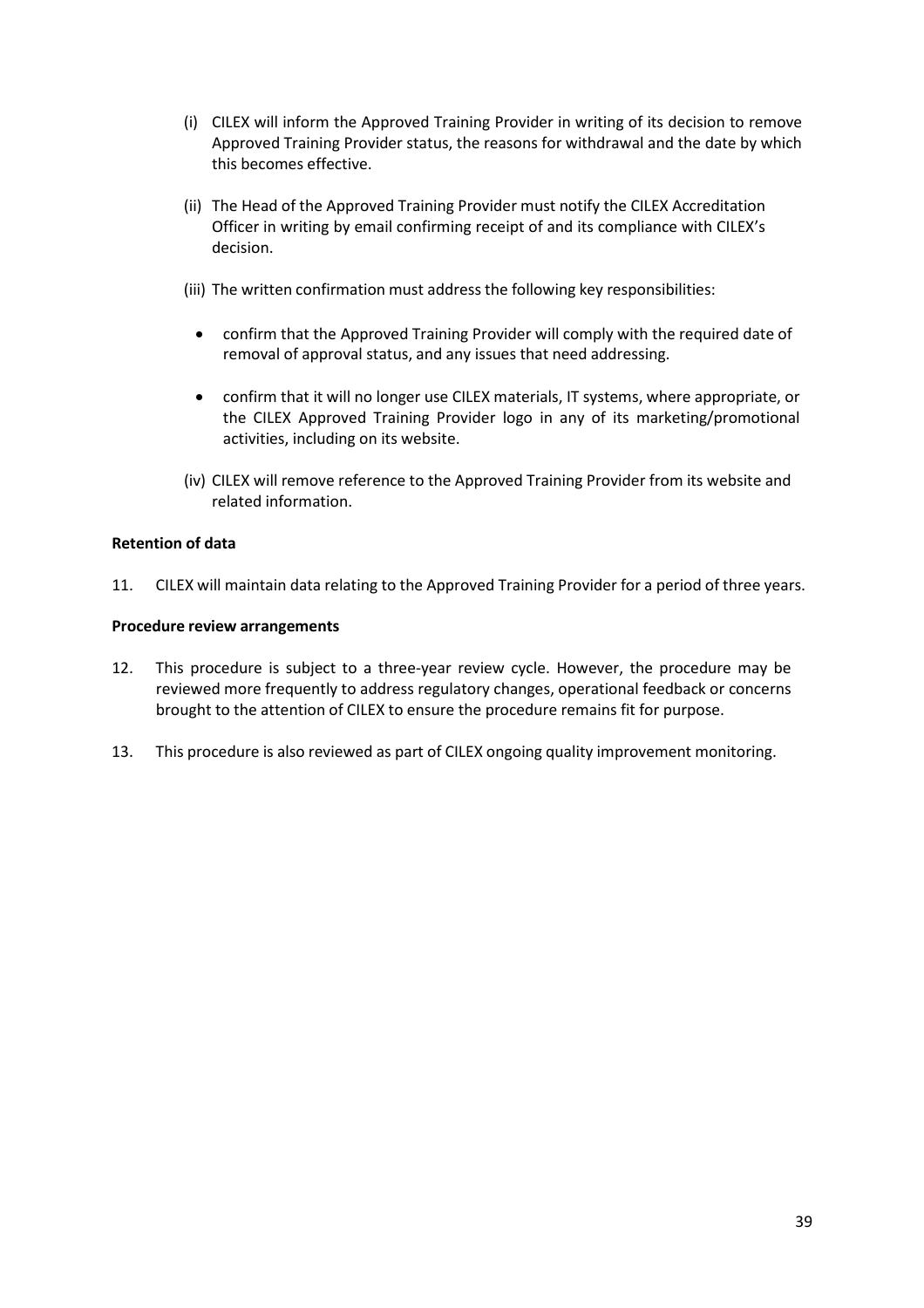(i) CILEX will inform the Approved Training Provider in writing of its decision to remove Approved Training Provider status, the reasons for withdrawal and the date by which this becomes effective.

(ii) The Head of the Approved Training Provider must notify the CILEX Accreditation Officer in writing by email confirming receipt of and its compliance with CILEX's decision.

(iii) The written confirmation must address the following key responsibilities:

- confirm that the Approved Training Provider will comply with the required date of removal of approval status, and any issues that need addressing.
- confirm that it will no longer use CILEX materials, IT systems, where appropriate, or the CILEX Approved Training Provider logo in any of its marketing/promotional activities, including on its website.

(iv) CILEX will remove reference to the Approved Training Provider from its website and related information.

**Retention of data**

11. CILEX will maintain data relating to the Approved Training Provider for a period of three years.

**Procedure review arrangements**

12. This procedure is subject to a three-year review cycle. However, the procedure may be reviewed more frequently to address regulatory changes, operational feedback or concerns brought to the attention of CILEX to ensure the procedure remains fit for purpose.

13. This procedure is also reviewed as part of CILEX ongoing quality improvement monitoring.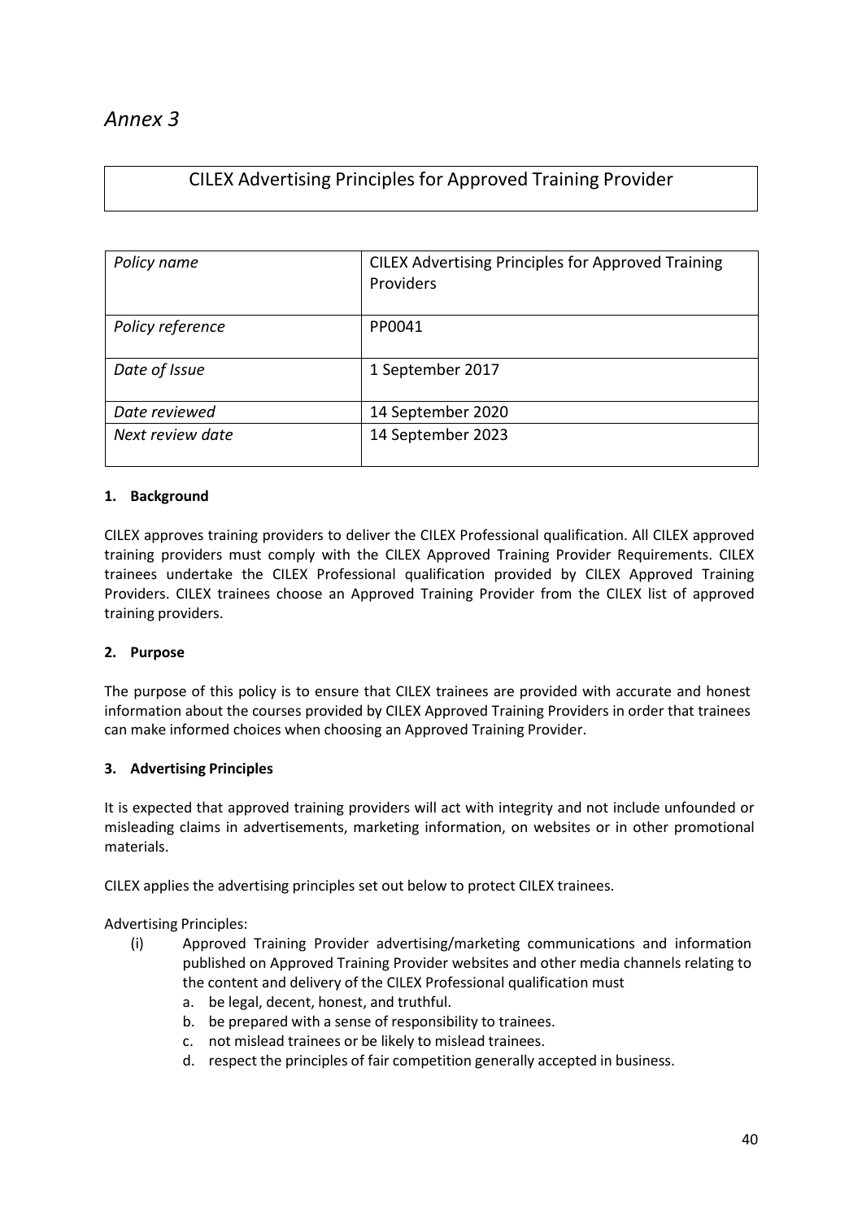*Annex 3*

## CILEX Advertising Principles for Approved Training Provider

| *Policy name* | CILEX Advertising Principles for Approved Training Providers |
|---|---|
| *Policy reference* | PP0041 |
| *Date of Issue* | 1 September 2017 |
| *Date reviewed* | 14 September 2020 |
| *Next review date* | 14 September 2023 |

### 1. Background

CILEX approves training providers to deliver the CILEX Professional qualification. All CILEX approved training providers must comply with the CILEX Approved Training Provider Requirements. CILEX trainees undertake the CILEX Professional qualification provided by CILEX Approved Training Providers. CILEX trainees choose an Approved Training Provider from the CILEX list of approved training providers.

### 2. Purpose

The purpose of this policy is to ensure that CILEX trainees are provided with accurate and honest information about the courses provided by CILEX Approved Training Providers in order that trainees can make informed choices when choosing an Approved Training Provider.

### 3. Advertising Principles

It is expected that approved training providers will act with integrity and not include unfounded or misleading claims in advertisements, marketing information, on websites or in other promotional materials.

CILEX applies the advertising principles set out below to protect CILEX trainees.

Advertising Principles:

(i) Approved Training Provider advertising/marketing communications and information published on Approved Training Provider websites and other media channels relating to the content and delivery of the CILEX Professional qualification must

   a. be legal, decent, honest, and truthful.
   b. be prepared with a sense of responsibility to trainees.
   c. not mislead trainees or be likely to mislead trainees.
   d. respect the principles of fair competition generally accepted in business.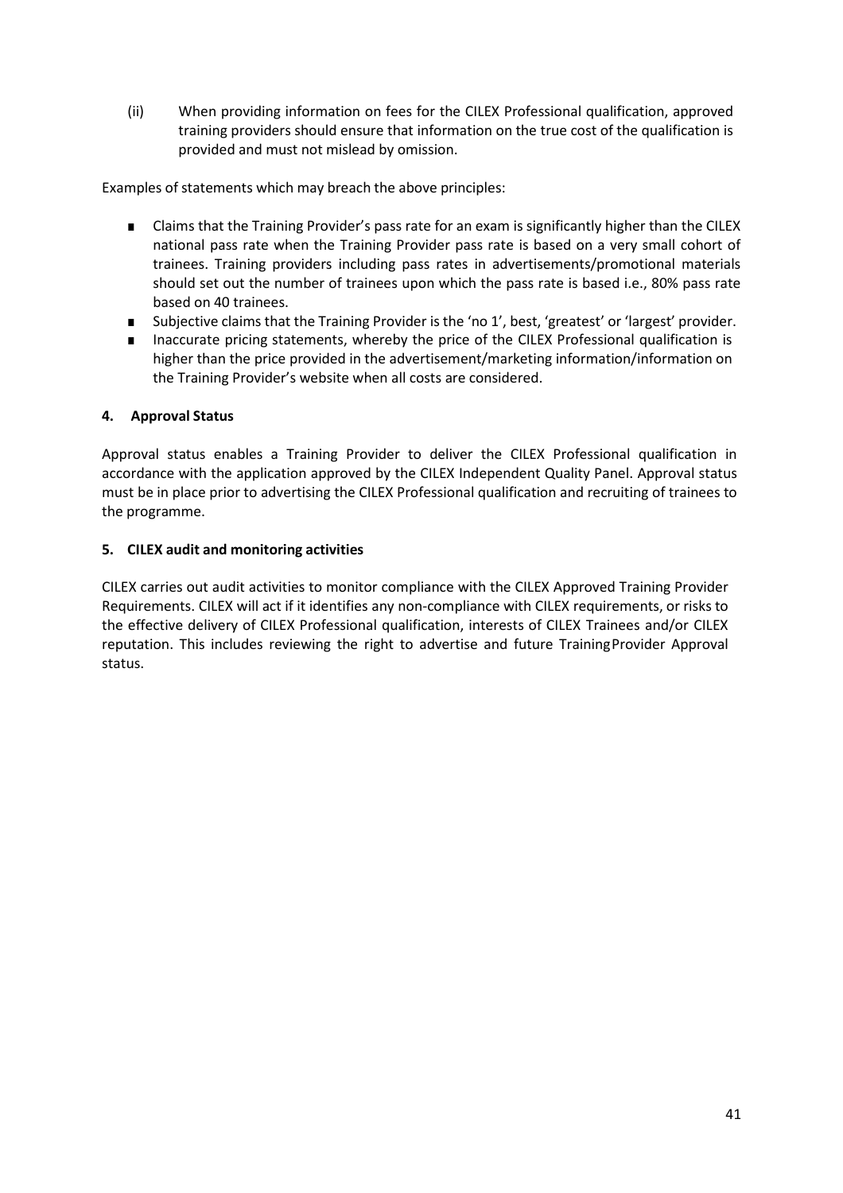(ii) When providing information on fees for the CILEX Professional qualification, approved training providers should ensure that information on the true cost of the qualification is provided and must not mislead by omission.

Examples of statements which may breach the above principles:

- Claims that the Training Provider's pass rate for an exam is significantly higher than the CILEX national pass rate when the Training Provider pass rate is based on a very small cohort of trainees. Training providers including pass rates in advertisements/promotional materials should set out the number of trainees upon which the pass rate is based i.e., 80% pass rate based on 40 trainees.
- Subjective claims that the Training Provider is the 'no 1', best, 'greatest' or 'largest' provider.
- Inaccurate pricing statements, whereby the price of the CILEX Professional qualification is higher than the price provided in the advertisement/marketing information/information on the Training Provider's website when all costs are considered.

**4. Approval Status**

Approval status enables a Training Provider to deliver the CILEX Professional qualification in accordance with the application approved by the CILEX Independent Quality Panel. Approval status must be in place prior to advertising the CILEX Professional qualification and recruiting of trainees to the programme.

**5. CILEX audit and monitoring activities**

CILEX carries out audit activities to monitor compliance with the CILEX Approved Training Provider Requirements. CILEX will act if it identifies any non-compliance with CILEX requirements, or risks to the effective delivery of CILEX Professional qualification, interests of CILEX Trainees and/or CILEX reputation. This includes reviewing the right to advertise and future Training Provider Approval status.